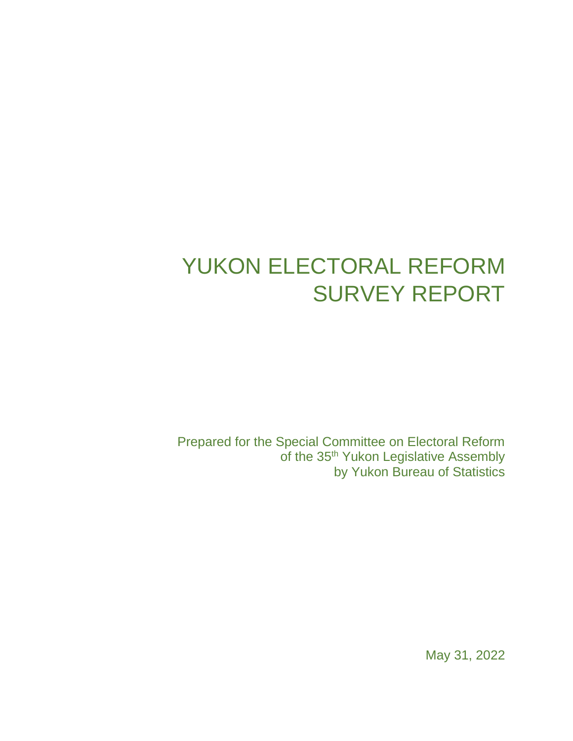# YUKON ELECTORAL REFORM SURVEY REPORT

Prepared for the Special Committee on Electoral Reform of the 35th Yukon Legislative Assembly by Yukon Bureau of Statistics

May 31, 2022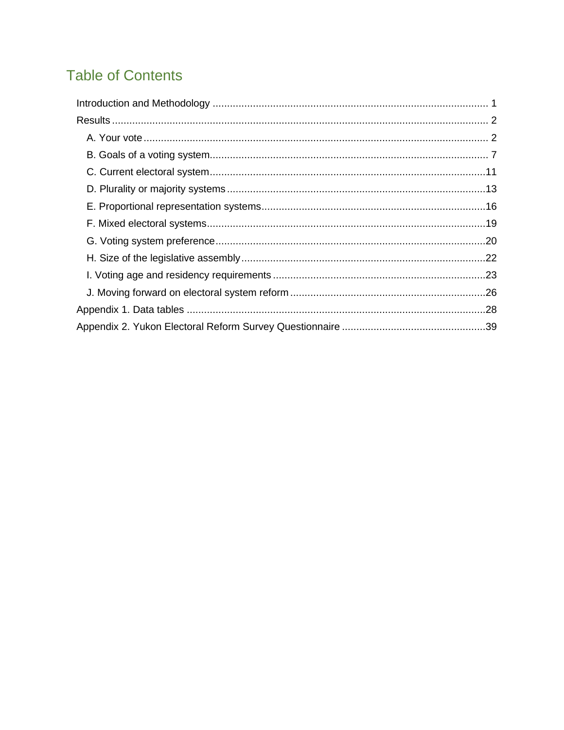## Table of Contents

- Introduction and Methodology ... 1
- Results ... 2
  - A. Your vote ... 2
  - B. Goals of a voting system ... 7
  - C. Current electoral system ... 11
  - D. Plurality or majority systems ... 13
  - E. Proportional representation systems ... 16
  - F. Mixed electoral systems ... 19
  - G. Voting system preference ... 20
  - H. Size of the legislative assembly ... 22
  - I. Voting age and residency requirements ... 23
  - J. Moving forward on electoral system reform ... 26
- Appendix 1. Data tables ... 28
- Appendix 2. Yukon Electoral Reform Survey Questionnaire ... 39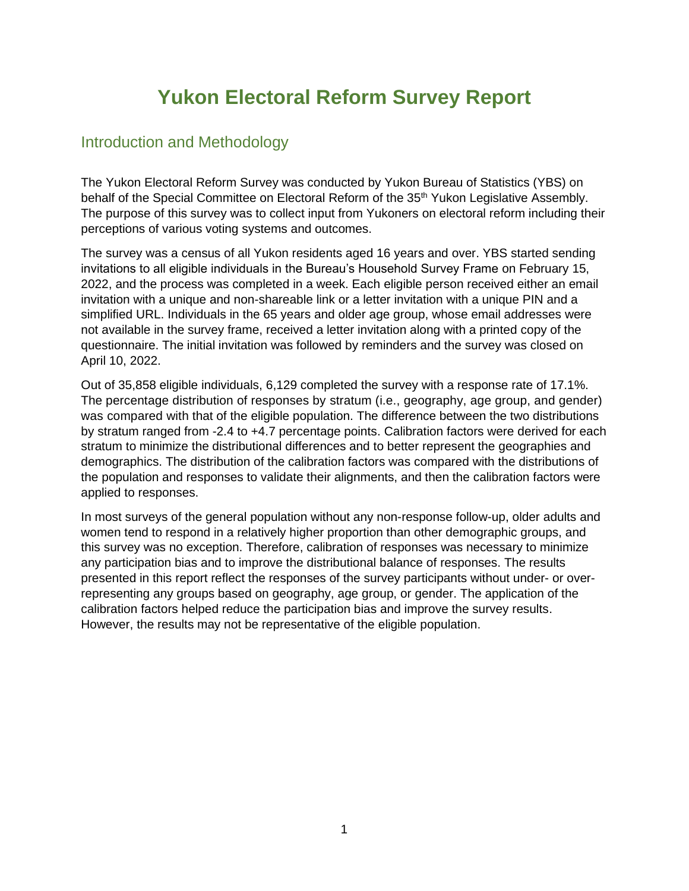# Yukon Electoral Reform Survey Report

## Introduction and Methodology

The Yukon Electoral Reform Survey was conducted by Yukon Bureau of Statistics (YBS) on behalf of the Special Committee on Electoral Reform of the 35th Yukon Legislative Assembly. The purpose of this survey was to collect input from Yukoners on electoral reform including their perceptions of various voting systems and outcomes.

The survey was a census of all Yukon residents aged 16 years and over. YBS started sending invitations to all eligible individuals in the Bureau's Household Survey Frame on February 15, 2022, and the process was completed in a week. Each eligible person received either an email invitation with a unique and non-shareable link or a letter invitation with a unique PIN and a simplified URL. Individuals in the 65 years and older age group, whose email addresses were not available in the survey frame, received a letter invitation along with a printed copy of the questionnaire. The initial invitation was followed by reminders and the survey was closed on April 10, 2022.

Out of 35,858 eligible individuals, 6,129 completed the survey with a response rate of 17.1%. The percentage distribution of responses by stratum (i.e., geography, age group, and gender) was compared with that of the eligible population. The difference between the two distributions by stratum ranged from -2.4 to +4.7 percentage points. Calibration factors were derived for each stratum to minimize the distributional differences and to better represent the geographies and demographics. The distribution of the calibration factors was compared with the distributions of the population and responses to validate their alignments, and then the calibration factors were applied to responses.

In most surveys of the general population without any non-response follow-up, older adults and women tend to respond in a relatively higher proportion than other demographic groups, and this survey was no exception. Therefore, calibration of responses was necessary to minimize any participation bias and to improve the distributional balance of responses. The results presented in this report reflect the responses of the survey participants without under- or over-representing any groups based on geography, age group, or gender. The application of the calibration factors helped reduce the participation bias and improve the survey results. However, the results may not be representative of the eligible population.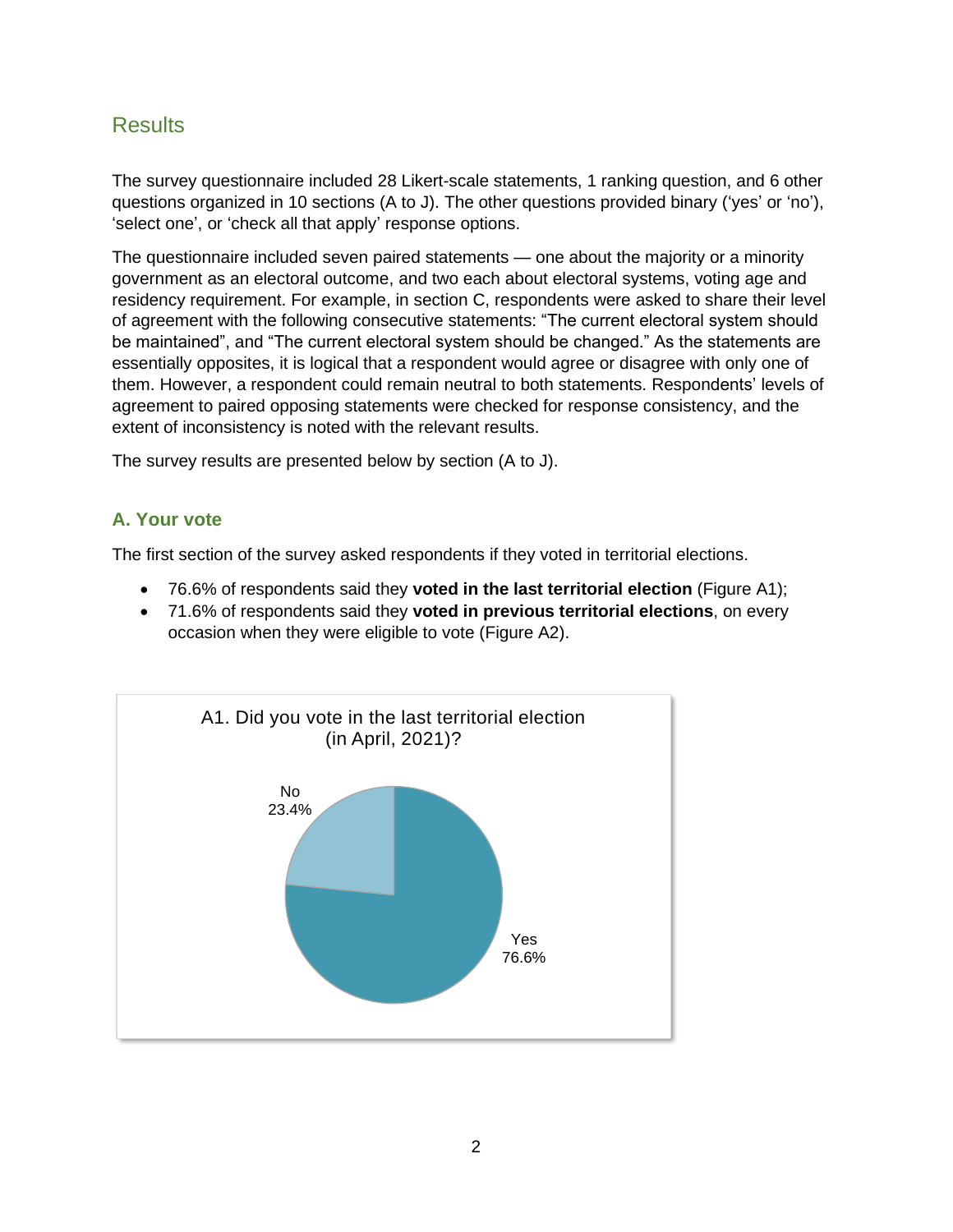## Results

The survey questionnaire included 28 Likert-scale statements, 1 ranking question, and 6 other questions organized in 10 sections (A to J). The other questions provided binary ('yes' or 'no'), 'select one', or 'check all that apply' response options.

The questionnaire included seven paired statements — one about the majority or a minority government as an electoral outcome, and two each about electoral systems, voting age and residency requirement. For example, in section C, respondents were asked to share their level of agreement with the following consecutive statements: "The current electoral system should be maintained", and "The current electoral system should be changed." As the statements are essentially opposites, it is logical that a respondent would agree or disagree with only one of them. However, a respondent could remain neutral to both statements. Respondents' levels of agreement to paired opposing statements were checked for response consistency, and the extent of inconsistency is noted with the relevant results.

The survey results are presented below by section (A to J).

### A. Your vote

The first section of the survey asked respondents if they voted in territorial elections.

- 76.6% of respondents said they **voted in the last territorial election** (Figure A1);
- 71.6% of respondents said they **voted in previous territorial elections**, on every occasion when they were eligible to vote (Figure A2).

A1. Did you vote in the last territorial election (in April, 2021)?

No 23.4%

Yes 76.6%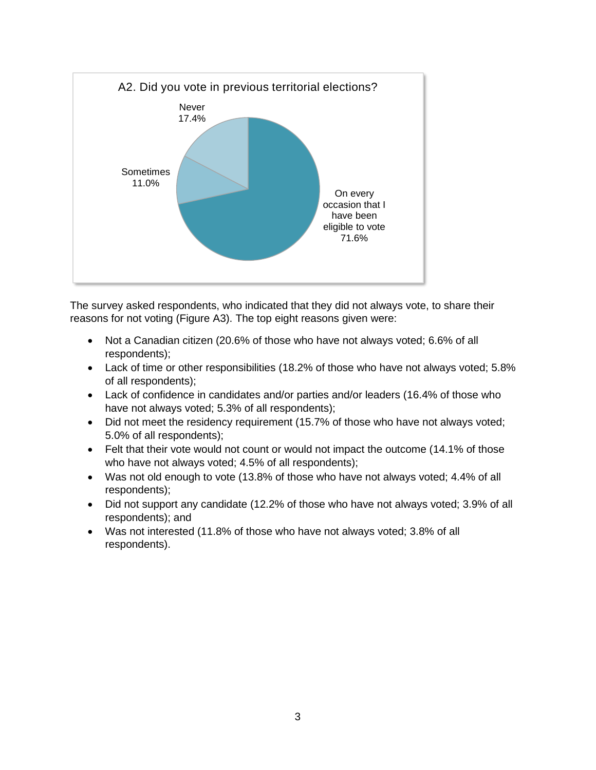A2. Did you vote in previous territorial elections?

| Response | Percentage |
| --- | --- |
| On every occasion that I have been eligible to vote | 71.6% |
| Sometimes | 11.0% |
| Never | 17.4% |

The survey asked respondents, who indicated that they did not always vote, to share their reasons for not voting (Figure A3). The top eight reasons given were:

- Not a Canadian citizen (20.6% of those who have not always voted; 6.6% of all respondents);
- Lack of time or other responsibilities (18.2% of those who have not always voted; 5.8% of all respondents);
- Lack of confidence in candidates and/or parties and/or leaders (16.4% of those who have not always voted; 5.3% of all respondents);
- Did not meet the residency requirement (15.7% of those who have not always voted; 5.0% of all respondents);
- Felt that their vote would not count or would not impact the outcome (14.1% of those who have not always voted; 4.5% of all respondents);
- Was not old enough to vote (13.8% of those who have not always voted; 4.4% of all respondents);
- Did not support any candidate (12.2% of those who have not always voted; 3.9% of all respondents); and
- Was not interested (11.8% of those who have not always voted; 3.8% of all respondents).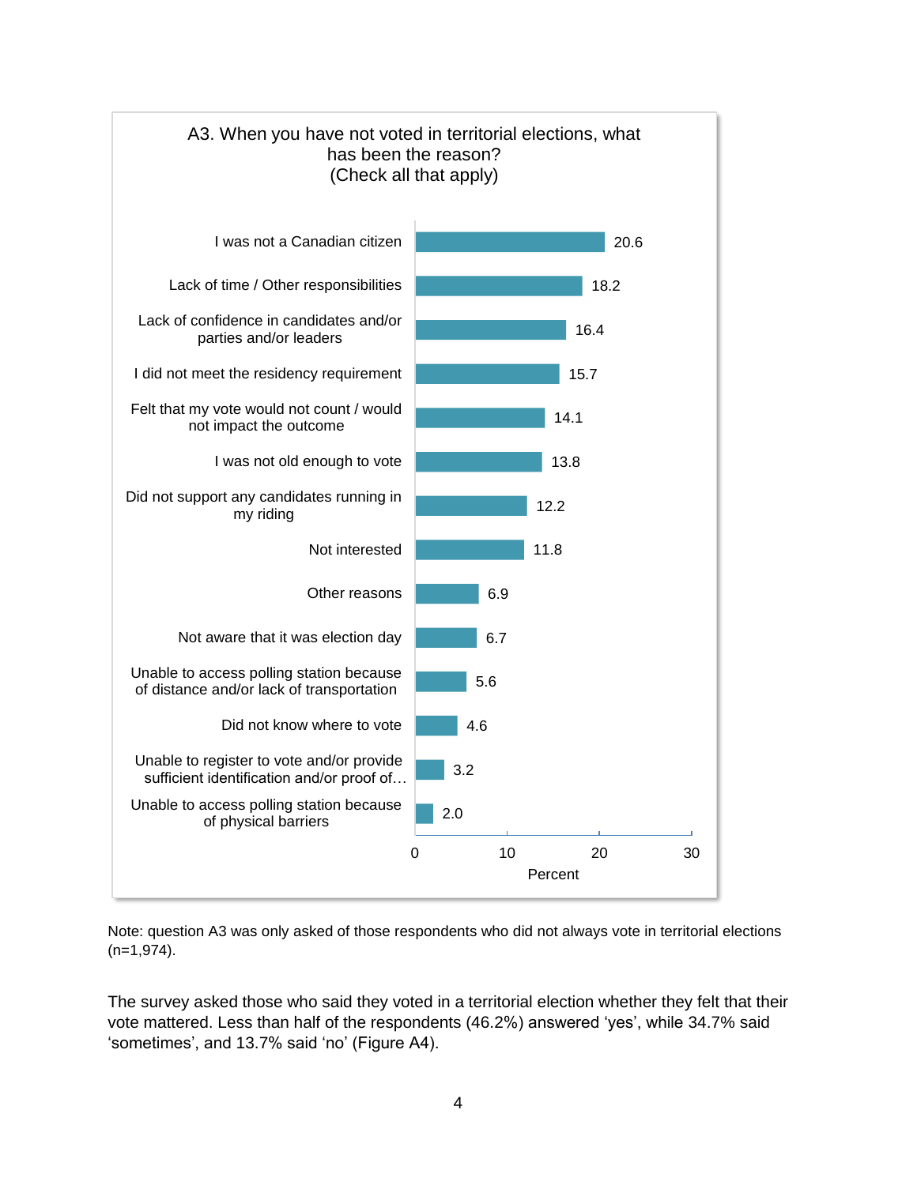**A3. When you have not voted in territorial elections, what has been the reason? (Check all that apply)**

| Reason | Percent |
|---|---|
| I was not a Canadian citizen | 20.6 |
| Lack of time / Other responsibilities | 18.2 |
| Lack of confidence in candidates and/or parties and/or leaders | 16.4 |
| I did not meet the residency requirement | 15.7 |
| Felt that my vote would not count / would not impact the outcome | 14.1 |
| I was not old enough to vote | 13.8 |
| Did not support any candidates running in my riding | 12.2 |
| Not interested | 11.8 |
| Other reasons | 6.9 |
| Not aware that it was election day | 6.7 |
| Unable to access polling station because of distance and/or lack of transportation | 5.6 |
| Did not know where to vote | 4.6 |
| Unable to register to vote and/or provide sufficient identification and/or proof of… | 3.2 |
| Unable to access polling station because of physical barriers | 2.0 |

Note: question A3 was only asked of those respondents who did not always vote in territorial elections (n=1,974).

The survey asked those who said they voted in a territorial election whether they felt that their vote mattered. Less than half of the respondents (46.2%) answered 'yes', while 34.7% said 'sometimes', and 13.7% said 'no' (Figure A4).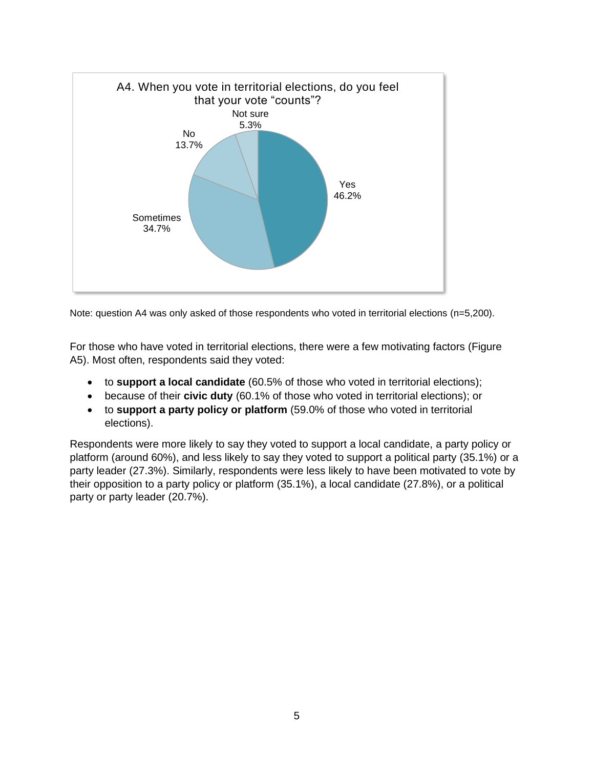A4. When you vote in territorial elections, do you feel that your vote "counts"?

| Response | Percent |
| --- | --- |
| Yes | 46.2% |
| Sometimes | 34.7% |
| No | 13.7% |
| Not sure | 5.3% |

Note: question A4 was only asked of those respondents who voted in territorial elections (n=5,200).

For those who have voted in territorial elections, there were a few motivating factors (Figure A5). Most often, respondents said they voted:

- to **support a local candidate** (60.5% of those who voted in territorial elections);
- because of their **civic duty** (60.1% of those who voted in territorial elections); or
- to **support a party policy or platform** (59.0% of those who voted in territorial elections).

Respondents were more likely to say they voted to support a local candidate, a party policy or platform (around 60%), and less likely to say they voted to support a political party (35.1%) or a party leader (27.3%). Similarly, respondents were less likely to have been motivated to vote by their opposition to a party policy or platform (35.1%), a local candidate (27.8%), or a political party or party leader (20.7%).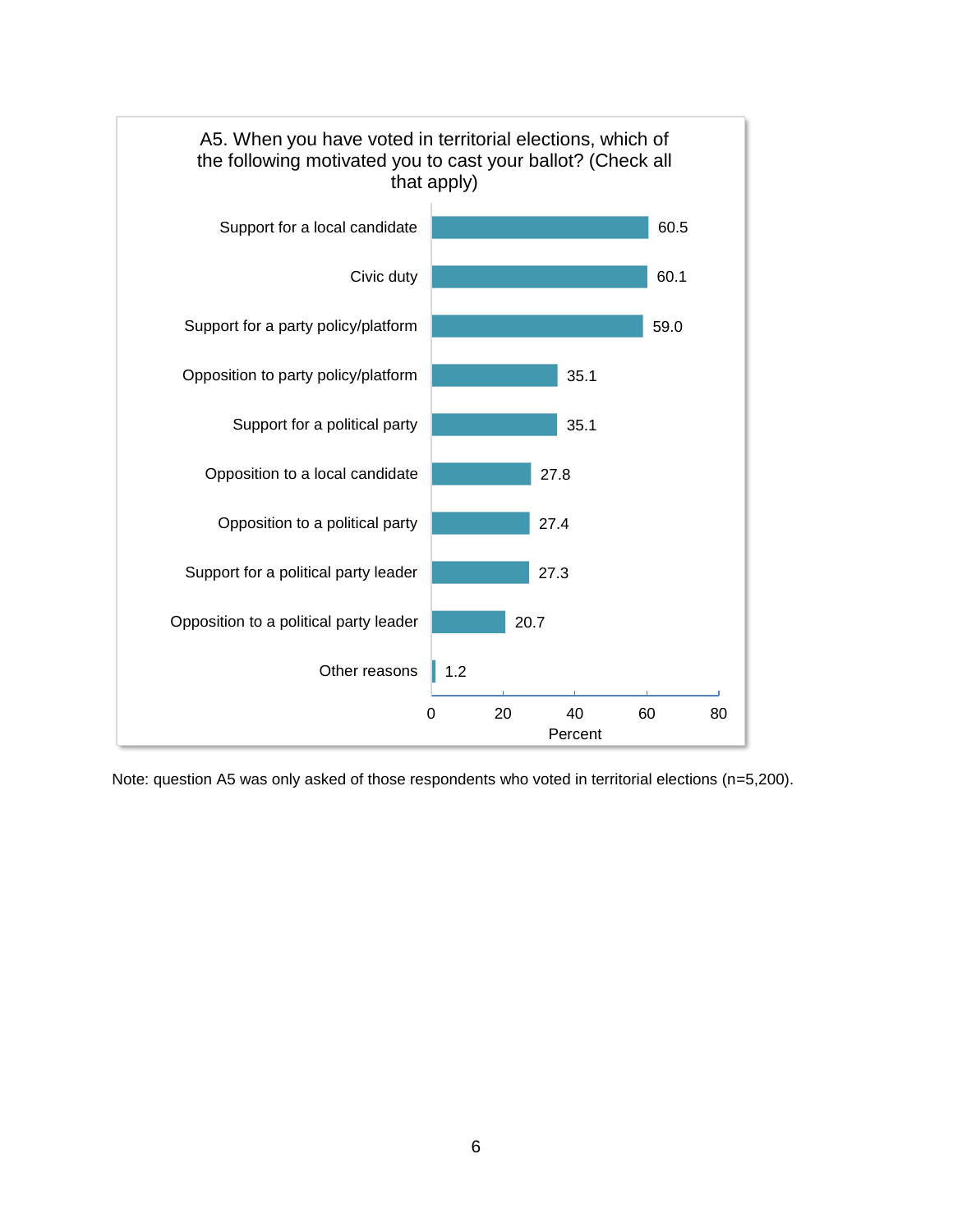**A5. When you have voted in territorial elections, which of the following motivated you to cast your ballot? (Check all that apply)**

| Motivation | Percent |
| --- | --- |
| Support for a local candidate | 60.5 |
| Civic duty | 60.1 |
| Support for a party policy/platform | 59.0 |
| Opposition to party policy/platform | 35.1 |
| Support for a political party | 35.1 |
| Opposition to a local candidate | 27.8 |
| Opposition to a political party | 27.4 |
| Support for a political party leader | 27.3 |
| Opposition to a political party leader | 20.7 |
| Other reasons | 1.2 |

Note: question A5 was only asked of those respondents who voted in territorial elections (n=5,200).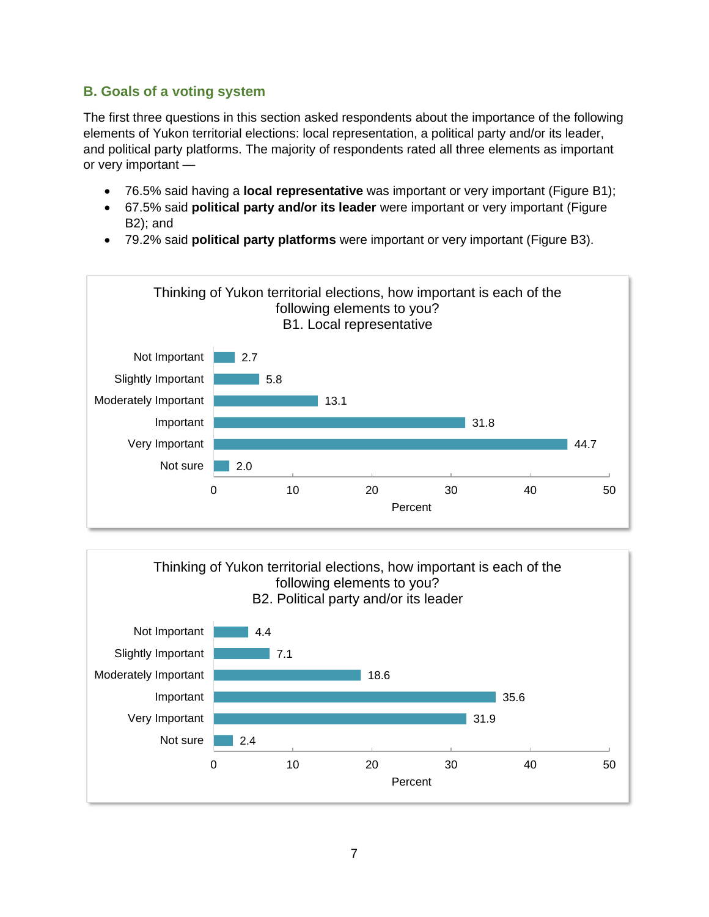## B. Goals of a voting system

The first three questions in this section asked respondents about the importance of the following elements of Yukon territorial elections: local representation, a political party and/or its leader, and political party platforms. The majority of respondents rated all three elements as important or very important —

- 76.5% said having a **local representative** was important or very important (Figure B1);
- 67.5% said **political party and/or its leader** were important or very important (Figure B2); and
- 79.2% said **political party platforms** were important or very important (Figure B3).

Thinking of Yukon territorial elections, how important is each of the following elements to you?
B1. Local representative

| Response | Percent |
|---|---|
| Not Important | 2.7 |
| Slightly Important | 5.8 |
| Moderately Important | 13.1 |
| Important | 31.8 |
| Very Important | 44.7 |
| Not sure | 2.0 |

Thinking of Yukon territorial elections, how important is each of the following elements to you?
B2. Political party and/or its leader

| Response | Percent |
|---|---|
| Not Important | 4.4 |
| Slightly Important | 7.1 |
| Moderately Important | 18.6 |
| Important | 35.6 |
| Very Important | 31.9 |
| Not sure | 2.4 |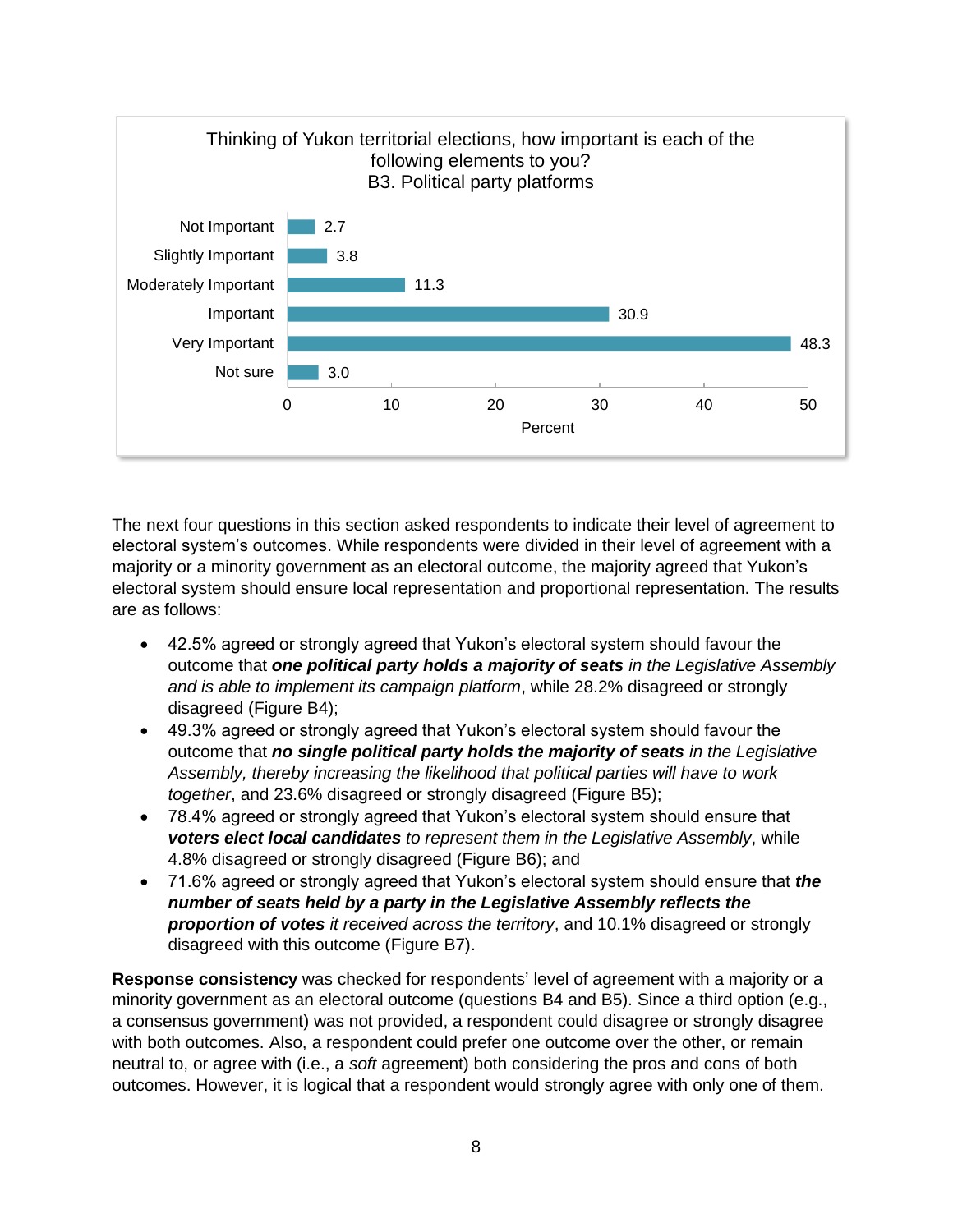Thinking of Yukon territorial elections, how important is each of the following elements to you?
B3. Political party platforms

| Response | Percent |
|---|---|
| Not Important | 2.7 |
| Slightly Important | 3.8 |
| Moderately Important | 11.3 |
| Important | 30.9 |
| Very Important | 48.3 |
| Not sure | 3.0 |

The next four questions in this section asked respondents to indicate their level of agreement to electoral system's outcomes. While respondents were divided in their level of agreement with a majority or a minority government as an electoral outcome, the majority agreed that Yukon's electoral system should ensure local representation and proportional representation. The results are as follows:

- 42.5% agreed or strongly agreed that Yukon's electoral system should favour the outcome that ***one political party holds a majority of seats*** *in the Legislative Assembly and is able to implement its campaign platform*, while 28.2% disagreed or strongly disagreed (Figure B4);
- 49.3% agreed or strongly agreed that Yukon's electoral system should favour the outcome that ***no single political party holds the majority of seats*** *in the Legislative Assembly, thereby increasing the likelihood that political parties will have to work together*, and 23.6% disagreed or strongly disagreed (Figure B5);
- 78.4% agreed or strongly agreed that Yukon's electoral system should ensure that ***voters elect local candidates*** *to represent them in the Legislative Assembly*, while 4.8% disagreed or strongly disagreed (Figure B6); and
- 71.6% agreed or strongly agreed that Yukon's electoral system should ensure that ***the number of seats held by a party in the Legislative Assembly reflects the proportion of votes*** *it received across the territory*, and 10.1% disagreed or strongly disagreed with this outcome (Figure B7).

**Response consistency** was checked for respondents' level of agreement with a majority or a minority government as an electoral outcome (questions B4 and B5). Since a third option (e.g., a consensus government) was not provided, a respondent could disagree or strongly disagree with both outcomes. Also, a respondent could prefer one outcome over the other, or remain neutral to, or agree with (i.e., a *soft* agreement) both considering the pros and cons of both outcomes. However, it is logical that a respondent would strongly agree with only one of them.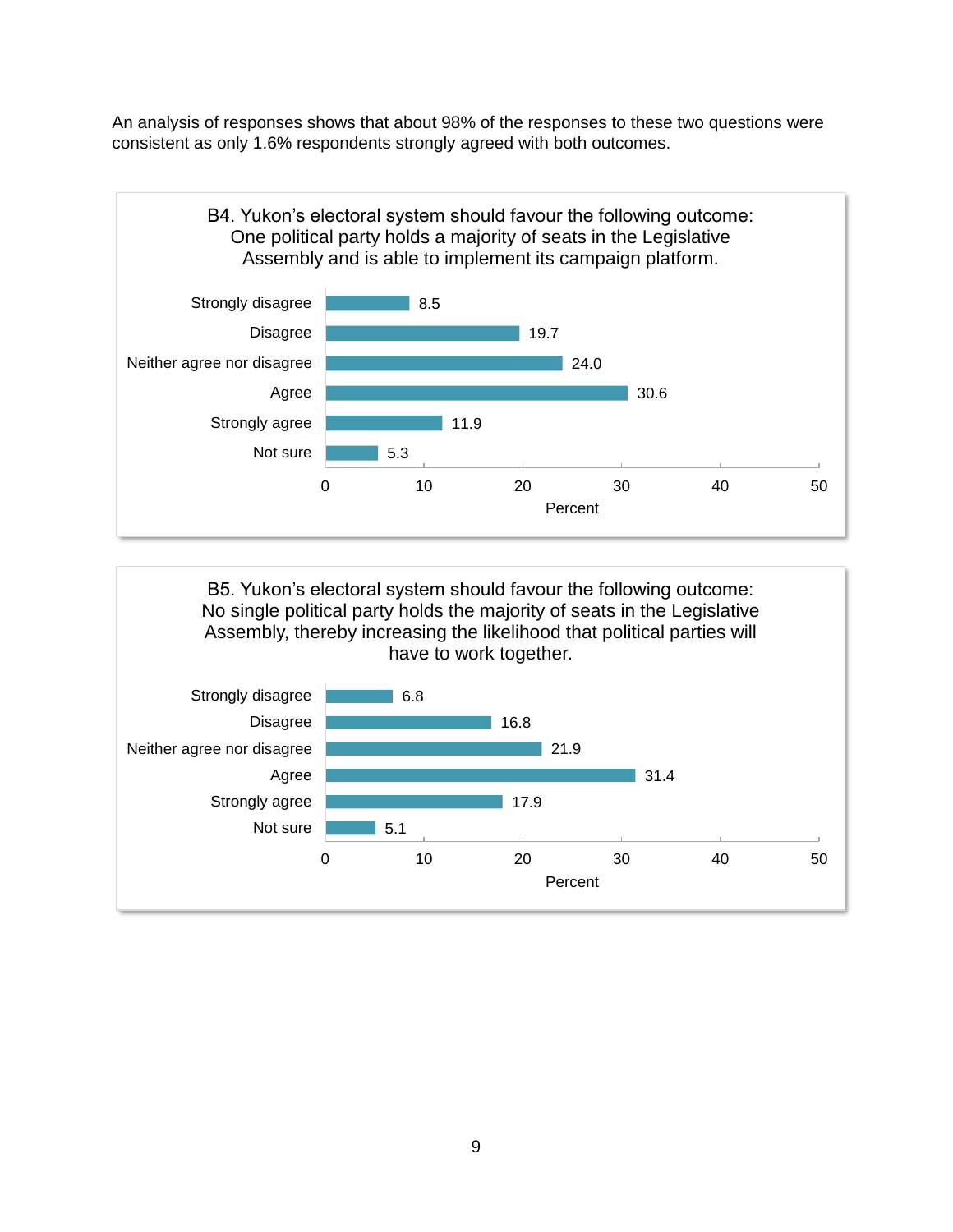An analysis of responses shows that about 98% of the responses to these two questions were consistent as only 1.6% respondents strongly agreed with both outcomes.

**B4. Yukon's electoral system should favour the following outcome: One political party holds a majority of seats in the Legislative Assembly and is able to implement its campaign platform.**

| Response | Percent |
|---|---|
| Strongly disagree | 8.5 |
| Disagree | 19.7 |
| Neither agree nor disagree | 24.0 |
| Agree | 30.6 |
| Strongly agree | 11.9 |
| Not sure | 5.3 |

**B5. Yukon's electoral system should favour the following outcome: No single political party holds the majority of seats in the Legislative Assembly, thereby increasing the likelihood that political parties will have to work together.**

| Response | Percent |
|---|---|
| Strongly disagree | 6.8 |
| Disagree | 16.8 |
| Neither agree nor disagree | 21.9 |
| Agree | 31.4 |
| Strongly agree | 17.9 |
| Not sure | 5.1 |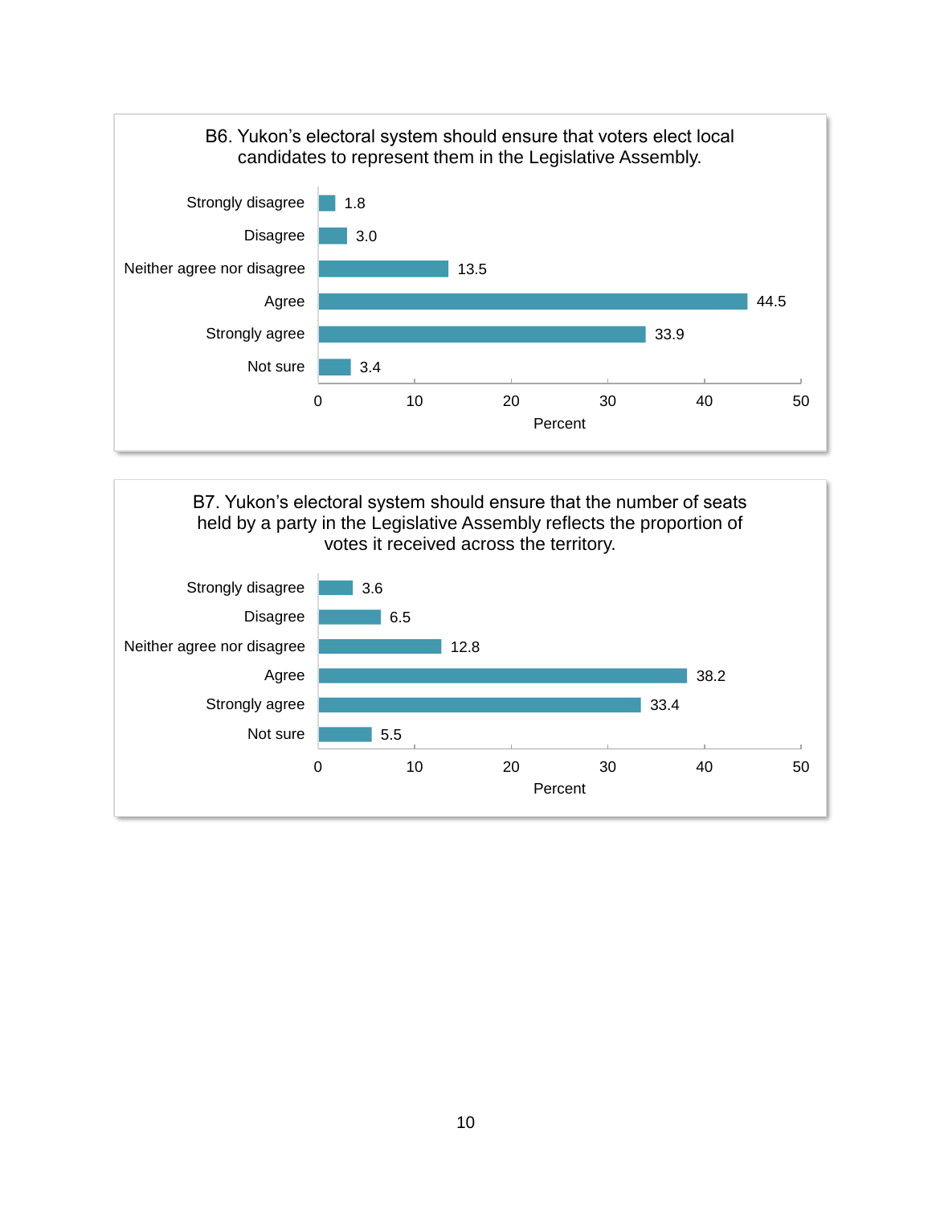B6. Yukon's electoral system should ensure that voters elect local candidates to represent them in the Legislative Assembly.

| Response | Percent |
|---|---|
| Strongly disagree | 1.8 |
| Disagree | 3.0 |
| Neither agree nor disagree | 13.5 |
| Agree | 44.5 |
| Strongly agree | 33.9 |
| Not sure | 3.4 |

B7. Yukon's electoral system should ensure that the number of seats held by a party in the Legislative Assembly reflects the proportion of votes it received across the territory.

| Response | Percent |
|---|---|
| Strongly disagree | 3.6 |
| Disagree | 6.5 |
| Neither agree nor disagree | 12.8 |
| Agree | 38.2 |
| Strongly agree | 33.4 |
| Not sure | 5.5 |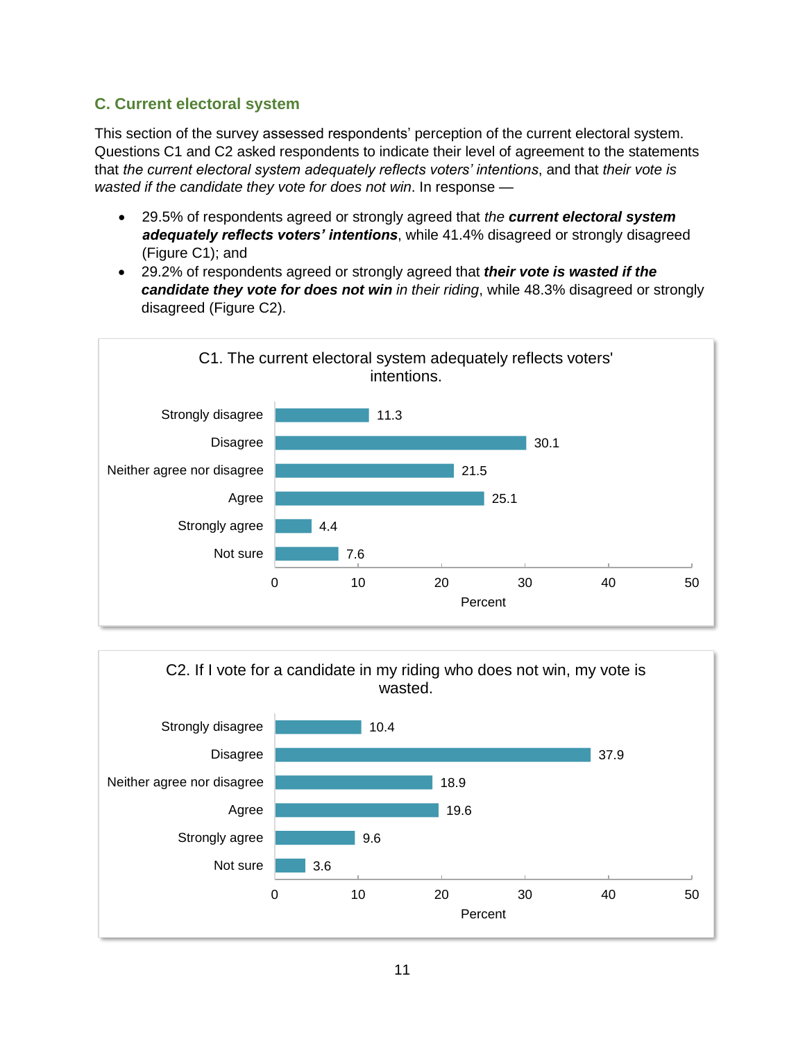## C. Current electoral system

This section of the survey assessed respondents' perception of the current electoral system. Questions C1 and C2 asked respondents to indicate their level of agreement to the statements that *the current electoral system adequately reflects voters' intentions*, and that *their vote is wasted if the candidate they vote for does not win*. In response —

- 29.5% of respondents agreed or strongly agreed that *the **current electoral system adequately reflects voters' intentions***, while 41.4% disagreed or strongly disagreed (Figure C1); and
- 29.2% of respondents agreed or strongly agreed that ***their vote is wasted if the candidate they vote for does not win** in their riding*, while 48.3% disagreed or strongly disagreed (Figure C2).

C1. The current electoral system adequately reflects voters' intentions.

| Response | Percent |
| --- | --- |
| Strongly disagree | 11.3 |
| Disagree | 30.1 |
| Neither agree nor disagree | 21.5 |
| Agree | 25.1 |
| Strongly agree | 4.4 |
| Not sure | 7.6 |

C2. If I vote for a candidate in my riding who does not win, my vote is wasted.

| Response | Percent |
| --- | --- |
| Strongly disagree | 10.4 |
| Disagree | 37.9 |
| Neither agree nor disagree | 18.9 |
| Agree | 19.6 |
| Strongly agree | 9.6 |
| Not sure | 3.6 |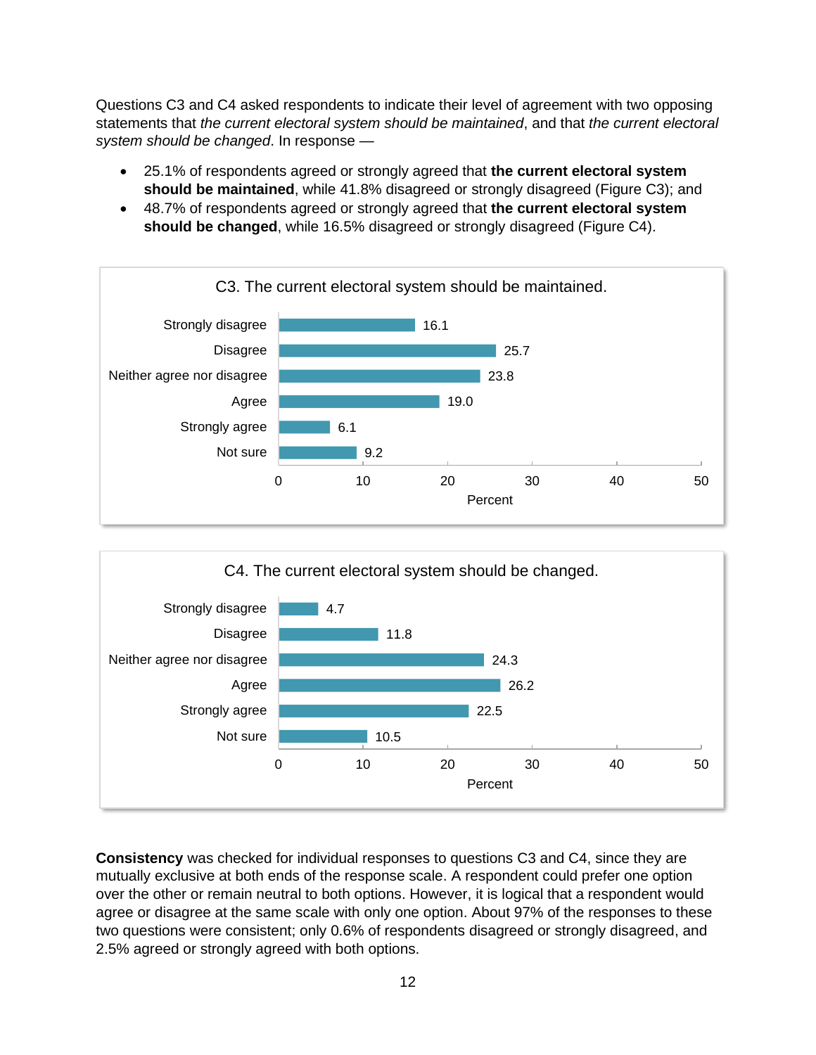Questions C3 and C4 asked respondents to indicate their level of agreement with two opposing statements that *the current electoral system should be maintained*, and that *the current electoral system should be changed*. In response —

- 25.1% of respondents agreed or strongly agreed that **the current electoral system should be maintained**, while 41.8% disagreed or strongly disagreed (Figure C3); and
- 48.7% of respondents agreed or strongly agreed that **the current electoral system should be changed**, while 16.5% disagreed or strongly disagreed (Figure C4).

C3. The current electoral system should be maintained.

| Response | Percent |
|---|---|
| Strongly disagree | 16.1 |
| Disagree | 25.7 |
| Neither agree nor disagree | 23.8 |
| Agree | 19.0 |
| Strongly agree | 6.1 |
| Not sure | 9.2 |

C4. The current electoral system should be changed.

| Response | Percent |
|---|---|
| Strongly disagree | 4.7 |
| Disagree | 11.8 |
| Neither agree nor disagree | 24.3 |
| Agree | 26.2 |
| Strongly agree | 22.5 |
| Not sure | 10.5 |

**Consistency** was checked for individual responses to questions C3 and C4, since they are mutually exclusive at both ends of the response scale. A respondent could prefer one option over the other or remain neutral to both options. However, it is logical that a respondent would agree or disagree at the same scale with only one option. About 97% of the responses to these two questions were consistent; only 0.6% of respondents disagreed or strongly disagreed, and 2.5% agreed or strongly agreed with both options.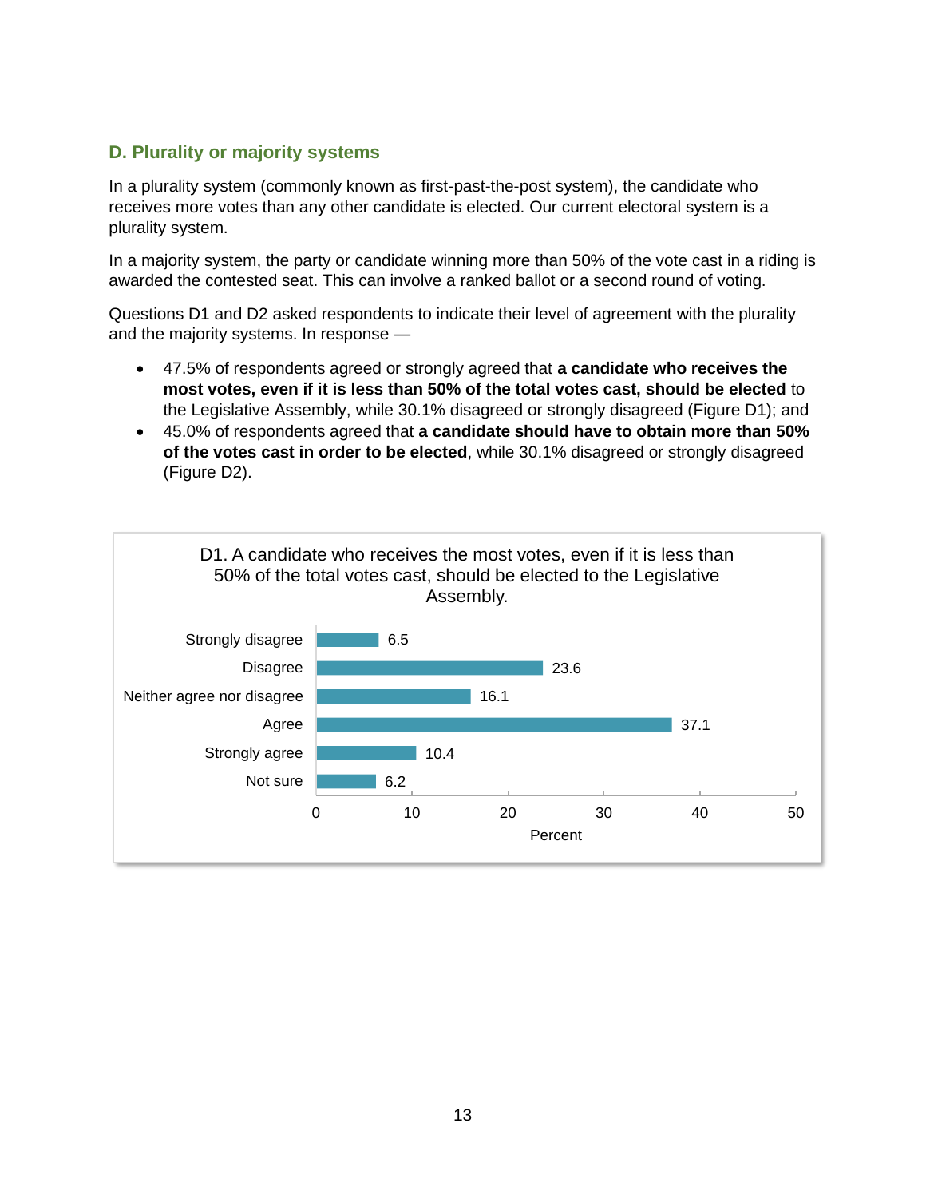## D. Plurality or majority systems

In a plurality system (commonly known as first-past-the-post system), the candidate who receives more votes than any other candidate is elected. Our current electoral system is a plurality system.

In a majority system, the party or candidate winning more than 50% of the vote cast in a riding is awarded the contested seat. This can involve a ranked ballot or a second round of voting.

Questions D1 and D2 asked respondents to indicate their level of agreement with the plurality and the majority systems. In response —

- 47.5% of respondents agreed or strongly agreed that **a candidate who receives the most votes, even if it is less than 50% of the total votes cast, should be elected** to the Legislative Assembly, while 30.1% disagreed or strongly disagreed (Figure D1); and
- 45.0% of respondents agreed that **a candidate should have to obtain more than 50% of the votes cast in order to be elected**, while 30.1% disagreed or strongly disagreed (Figure D2).

D1. A candidate who receives the most votes, even if it is less than 50% of the total votes cast, should be elected to the Legislative Assembly.

| Response | Percent |
|---|---|
| Strongly disagree | 6.5 |
| Disagree | 23.6 |
| Neither agree nor disagree | 16.1 |
| Agree | 37.1 |
| Strongly agree | 10.4 |
| Not sure | 6.2 |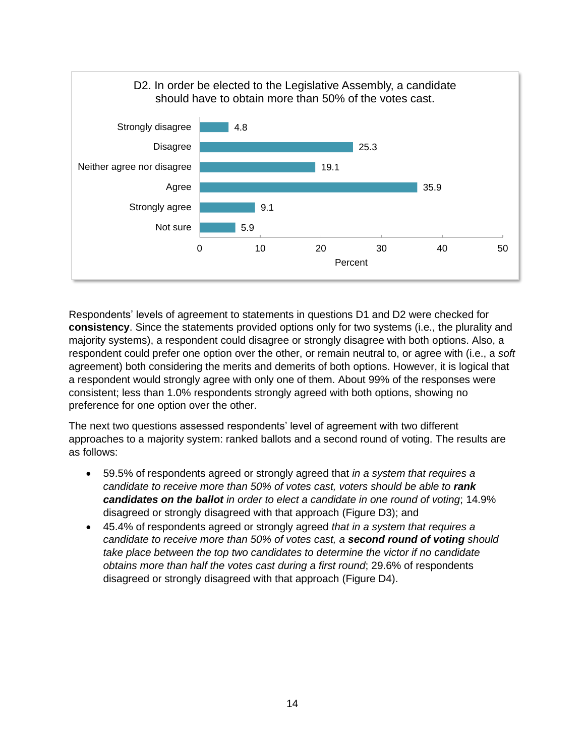**D2. In order be elected to the Legislative Assembly, a candidate should have to obtain more than 50% of the votes cast.**

| Response | Percent |
| --- | --- |
| Strongly disagree | 4.8 |
| Disagree | 25.3 |
| Neither agree nor disagree | 19.1 |
| Agree | 35.9 |
| Strongly agree | 9.1 |
| Not sure | 5.9 |

Respondents' levels of agreement to statements in questions D1 and D2 were checked for **consistency**. Since the statements provided options only for two systems (i.e., the plurality and majority systems), a respondent could disagree or strongly disagree with both options. Also, a respondent could prefer one option over the other, or remain neutral to, or agree with (i.e., a *soft* agreement) both considering the merits and demerits of both options. However, it is logical that a respondent would strongly agree with only one of them. About 99% of the responses were consistent; less than 1.0% respondents strongly agreed with both options, showing no preference for one option over the other.

The next two questions assessed respondents' level of agreement with two different approaches to a majority system: ranked ballots and a second round of voting. The results are as follows:

- 59.5% of respondents agreed or strongly agreed that *in a system that requires a candidate to receive more than 50% of votes cast, voters should be able to **rank candidates on the ballot** in order to elect a candidate in one round of voting*; 14.9% disagreed or strongly disagreed with that approach (Figure D3); and
- 45.4% of respondents agreed or strongly agreed *that in a system that requires a candidate to receive more than 50% of votes cast, a **second round of voting** should take place between the top two candidates to determine the victor if no candidate obtains more than half the votes cast during a first round*; 29.6% of respondents disagreed or strongly disagreed with that approach (Figure D4).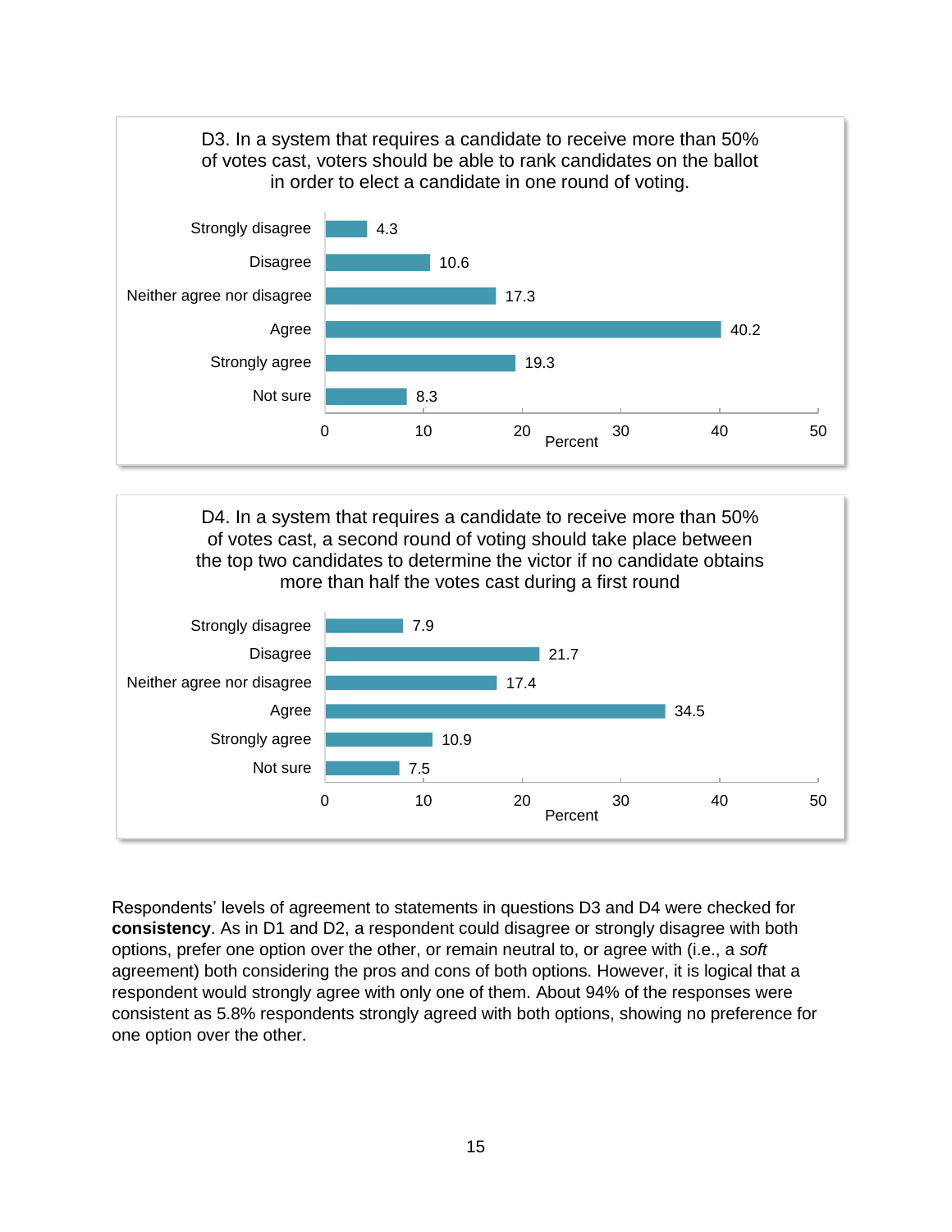D3. In a system that requires a candidate to receive more than 50% of votes cast, voters should be able to rank candidates on the ballot in order to elect a candidate in one round of voting.

| Response | Percent |
|---|---|
| Strongly disagree | 4.3 |
| Disagree | 10.6 |
| Neither agree nor disagree | 17.3 |
| Agree | 40.2 |
| Strongly agree | 19.3 |
| Not sure | 8.3 |

D4. In a system that requires a candidate to receive more than 50% of votes cast, a second round of voting should take place between the top two candidates to determine the victor if no candidate obtains more than half the votes cast during a first round

| Response | Percent |
|---|---|
| Strongly disagree | 7.9 |
| Disagree | 21.7 |
| Neither agree nor disagree | 17.4 |
| Agree | 34.5 |
| Strongly agree | 10.9 |
| Not sure | 7.5 |

Respondents' levels of agreement to statements in questions D3 and D4 were checked for **consistency**. As in D1 and D2, a respondent could disagree or strongly disagree with both options, prefer one option over the other, or remain neutral to, or agree with (i.e., a *soft* agreement) both considering the pros and cons of both options. However, it is logical that a respondent would strongly agree with only one of them. About 94% of the responses were consistent as 5.8% respondents strongly agreed with both options, showing no preference for one option over the other.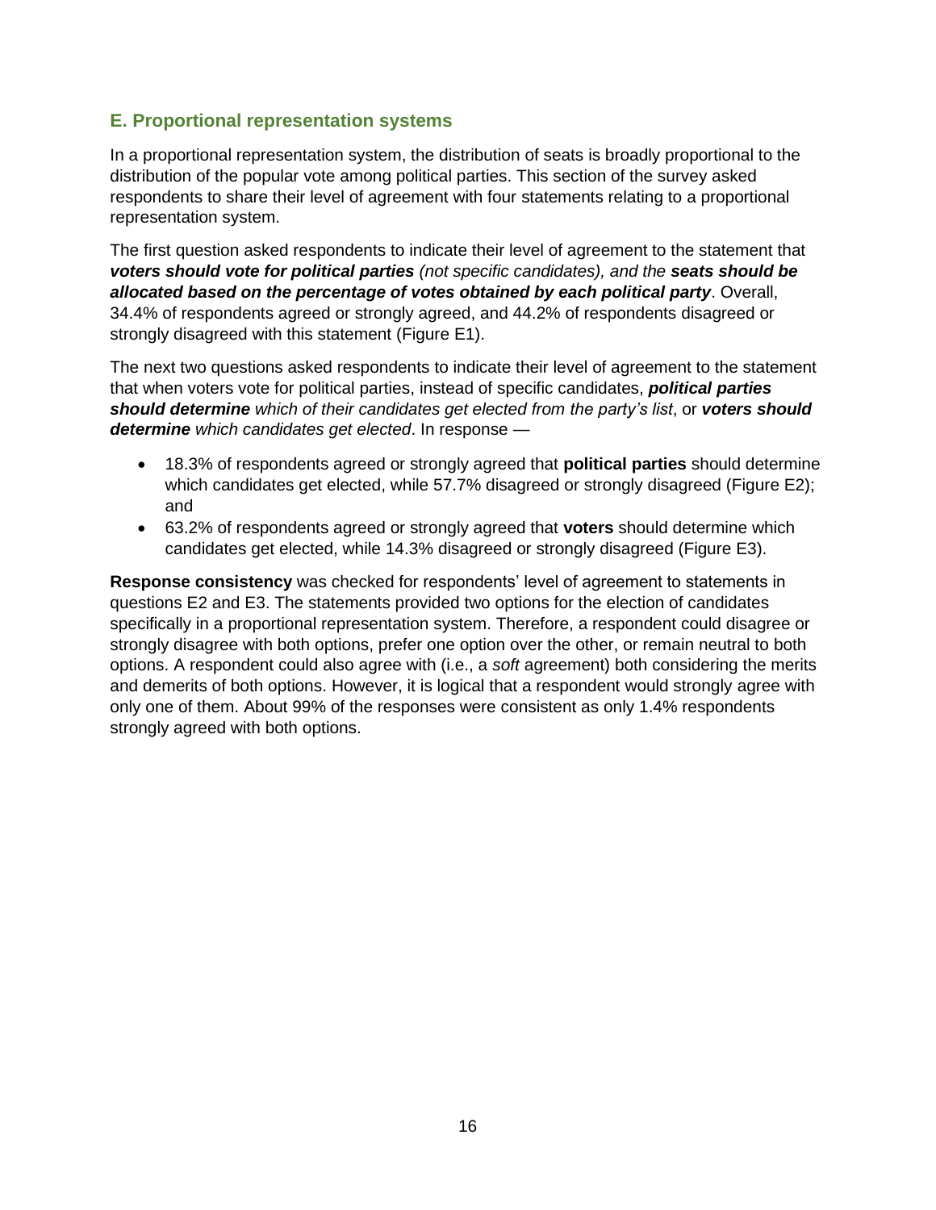## E. Proportional representation systems

In a proportional representation system, the distribution of seats is broadly proportional to the distribution of the popular vote among political parties. This section of the survey asked respondents to share their level of agreement with four statements relating to a proportional representation system.

The first question asked respondents to indicate their level of agreement to the statement that ***voters should vote for political parties*** *(not specific candidates), and the* ***seats should be allocated based on the percentage of votes obtained by each political party***. Overall, 34.4% of respondents agreed or strongly agreed, and 44.2% of respondents disagreed or strongly disagreed with this statement (Figure E1).

The next two questions asked respondents to indicate their level of agreement to the statement that when voters vote for political parties, instead of specific candidates, ***political parties should determine*** *which of their candidates get elected from the party's list*, or ***voters should determine*** *which candidates get elected*. In response —

- 18.3% of respondents agreed or strongly agreed that **political parties** should determine which candidates get elected, while 57.7% disagreed or strongly disagreed (Figure E2); and
- 63.2% of respondents agreed or strongly agreed that **voters** should determine which candidates get elected, while 14.3% disagreed or strongly disagreed (Figure E3).

**Response consistency** was checked for respondents' level of agreement to statements in questions E2 and E3. The statements provided two options for the election of candidates specifically in a proportional representation system. Therefore, a respondent could disagree or strongly disagree with both options, prefer one option over the other, or remain neutral to both options. A respondent could also agree with (i.e., a *soft* agreement) both considering the merits and demerits of both options. However, it is logical that a respondent would strongly agree with only one of them. About 99% of the responses were consistent as only 1.4% respondents strongly agreed with both options.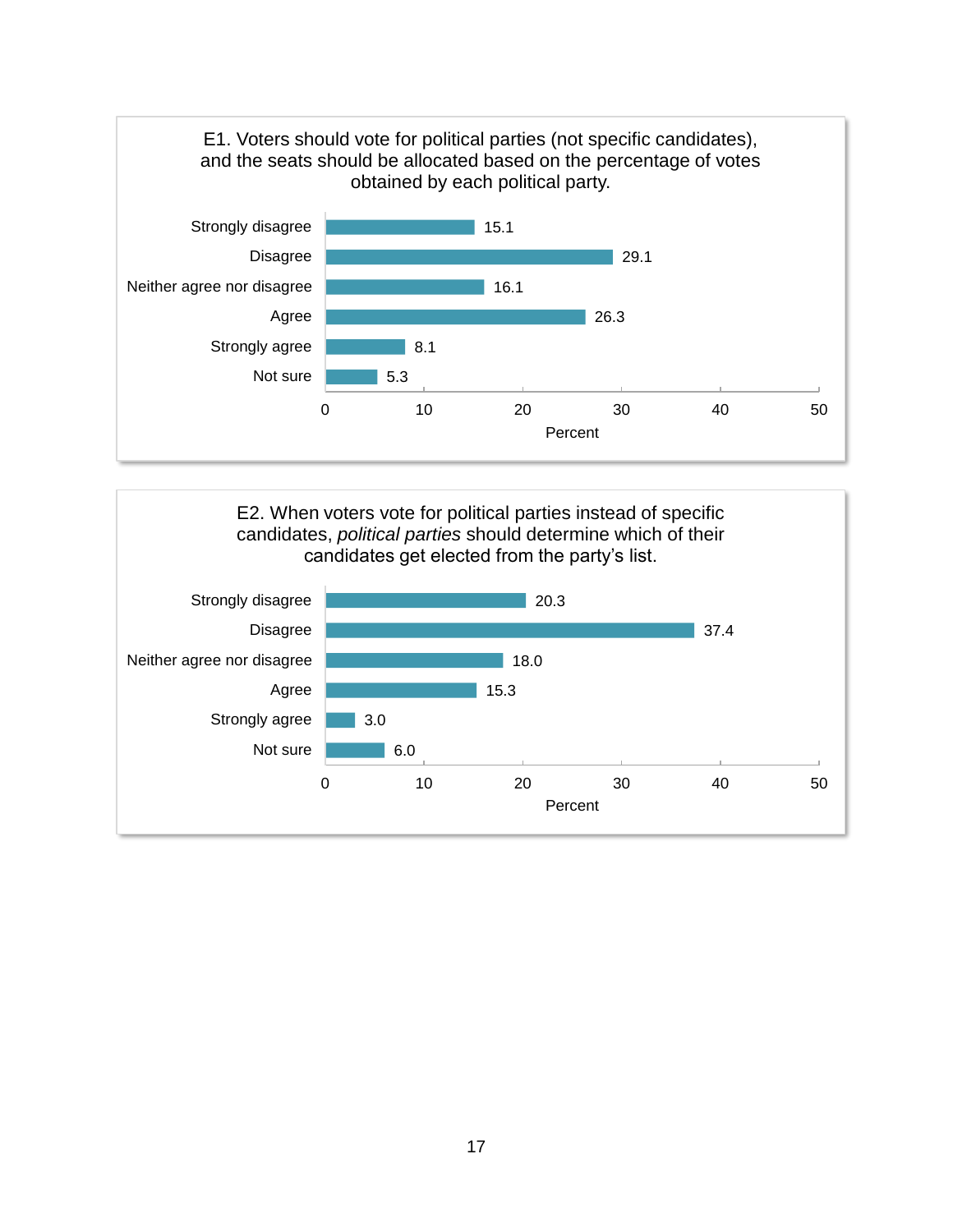E1. Voters should vote for political parties (not specific candidates), and the seats should be allocated based on the percentage of votes obtained by each political party.

| Response | Percent |
|---|---|
| Strongly disagree | 15.1 |
| Disagree | 29.1 |
| Neither agree nor disagree | 16.1 |
| Agree | 26.3 |
| Strongly agree | 8.1 |
| Not sure | 5.3 |

E2. When voters vote for political parties instead of specific candidates, *political parties* should determine which of their candidates get elected from the party's list.

| Response | Percent |
|---|---|
| Strongly disagree | 20.3 |
| Disagree | 37.4 |
| Neither agree nor disagree | 18.0 |
| Agree | 15.3 |
| Strongly agree | 3.0 |
| Not sure | 6.0 |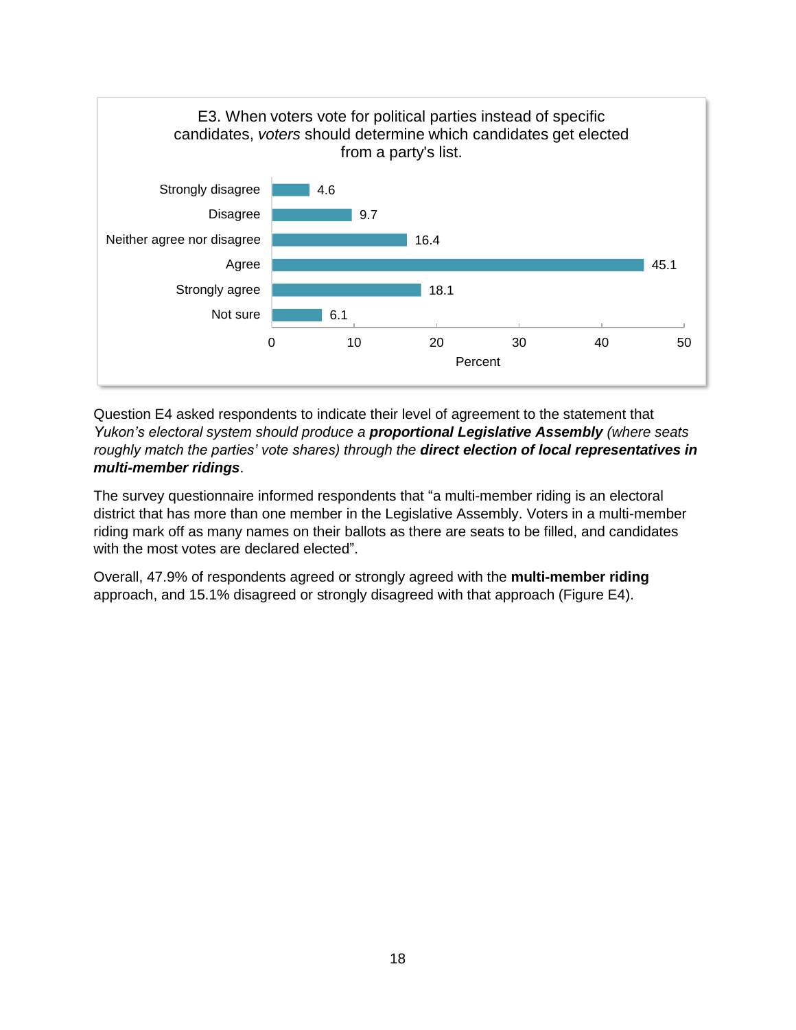E3. When voters vote for political parties instead of specific candidates, *voters* should determine which candidates get elected from a party's list.

| Response | Percent |
|---|---|
| Strongly disagree | 4.6 |
| Disagree | 9.7 |
| Neither agree nor disagree | 16.4 |
| Agree | 45.1 |
| Strongly agree | 18.1 |
| Not sure | 6.1 |

Question E4 asked respondents to indicate their level of agreement to the statement that *Yukon's electoral system should produce a* ***proportional Legislative Assembly*** *(where seats roughly match the parties' vote shares) through the* ***direct election of local representatives in multi-member ridings***.

The survey questionnaire informed respondents that "a multi-member riding is an electoral district that has more than one member in the Legislative Assembly. Voters in a multi-member riding mark off as many names on their ballots as there are seats to be filled, and candidates with the most votes are declared elected".

Overall, 47.9% of respondents agreed or strongly agreed with the **multi-member riding** approach, and 15.1% disagreed or strongly disagreed with that approach (Figure E4).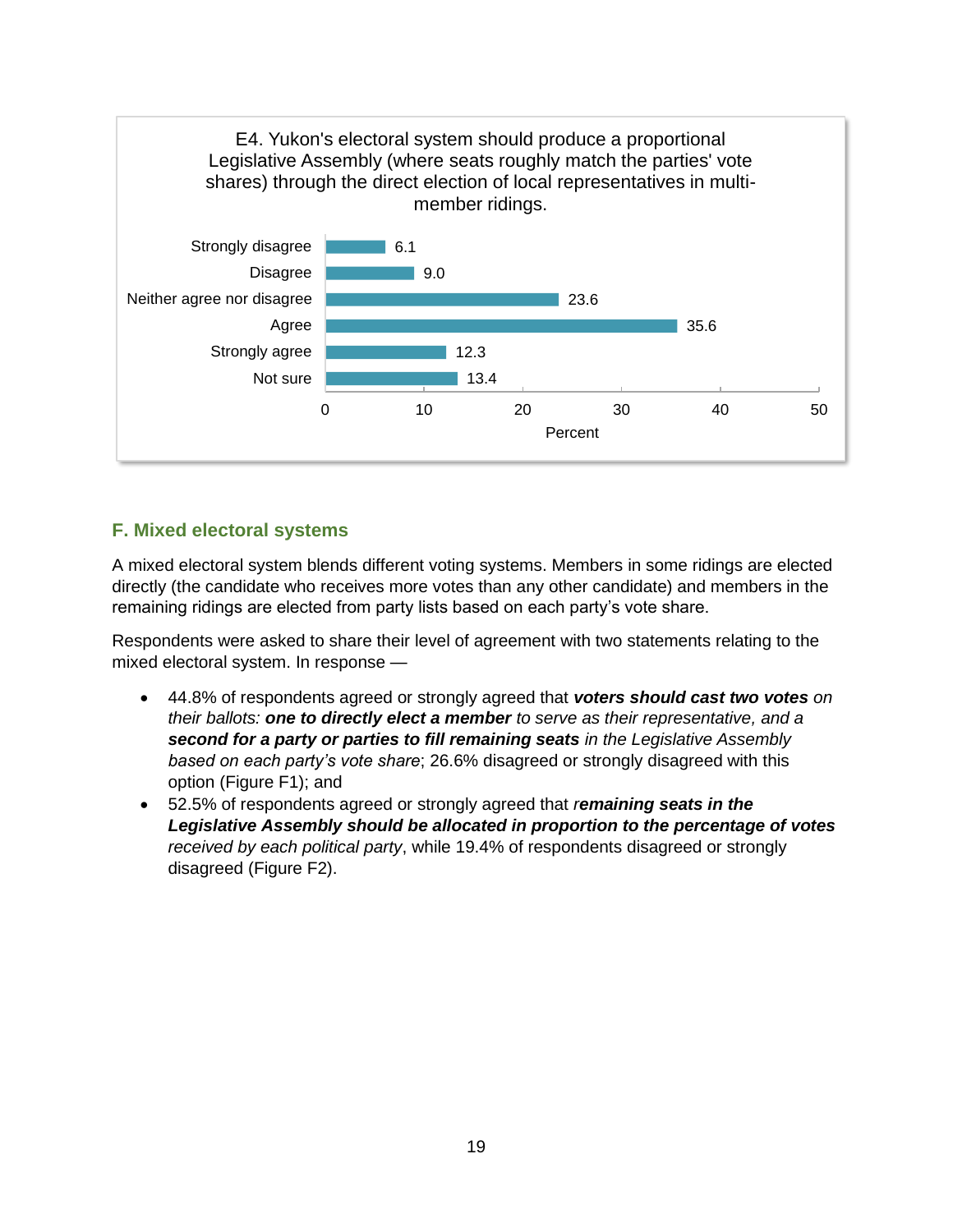E4. Yukon's electoral system should produce a proportional Legislative Assembly (where seats roughly match the parties' vote shares) through the direct election of local representatives in multi-member ridings.

| Response | Percent |
|---|---|
| Strongly disagree | 6.1 |
| Disagree | 9.0 |
| Neither agree nor disagree | 23.6 |
| Agree | 35.6 |
| Strongly agree | 12.3 |
| Not sure | 13.4 |

## F. Mixed electoral systems

A mixed electoral system blends different voting systems. Members in some ridings are elected directly (the candidate who receives more votes than any other candidate) and members in the remaining ridings are elected from party lists based on each party's vote share.

Respondents were asked to share their level of agreement with two statements relating to the mixed electoral system. In response —

- 44.8% of respondents agreed or strongly agreed that ***voters should cast two votes*** *on their ballots:* ***one to directly elect a member*** *to serve as their representative, and a* ***second for a party or parties to fill remaining seats*** *in the Legislative Assembly based on each party's vote share*; 26.6% disagreed or strongly disagreed with this option (Figure F1); and
- 52.5% of respondents agreed or strongly agreed that *r**emaining seats in the Legislative Assembly should be allocated in proportion to the percentage of votes** received by each political party*, while 19.4% of respondents disagreed or strongly disagreed (Figure F2).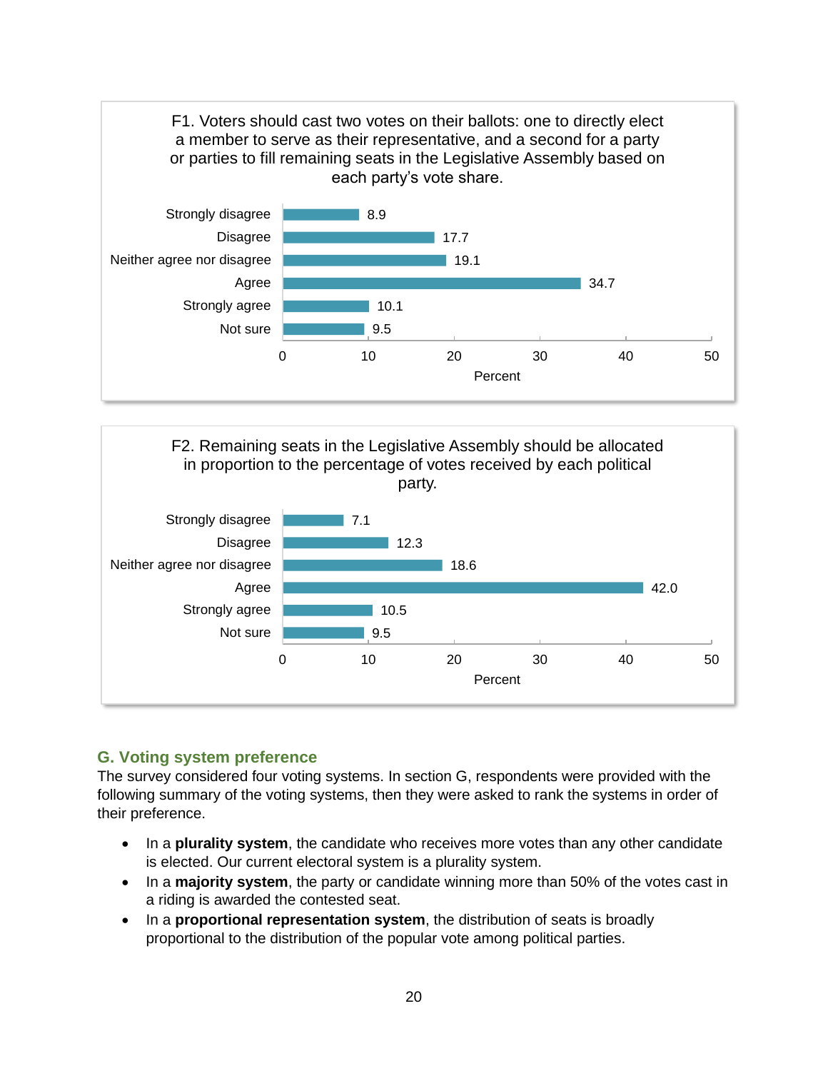**F1. Voters should cast two votes on their ballots: one to directly elect a member to serve as their representative, and a second for a party or parties to fill remaining seats in the Legislative Assembly based on each party's vote share.**

| Response | Percent |
|---|---|
| Strongly disagree | 8.9 |
| Disagree | 17.7 |
| Neither agree nor disagree | 19.1 |
| Agree | 34.7 |
| Strongly agree | 10.1 |
| Not sure | 9.5 |

**F2. Remaining seats in the Legislative Assembly should be allocated in proportion to the percentage of votes received by each political party.**

| Response | Percent |
|---|---|
| Strongly disagree | 7.1 |
| Disagree | 12.3 |
| Neither agree nor disagree | 18.6 |
| Agree | 42.0 |
| Strongly agree | 10.5 |
| Not sure | 9.5 |

## G. Voting system preference

The survey considered four voting systems. In section G, respondents were provided with the following summary of the voting systems, then they were asked to rank the systems in order of their preference.

- In a **plurality system**, the candidate who receives more votes than any other candidate is elected. Our current electoral system is a plurality system.
- In a **majority system**, the party or candidate winning more than 50% of the votes cast in a riding is awarded the contested seat.
- In a **proportional representation system**, the distribution of seats is broadly proportional to the distribution of the popular vote among political parties.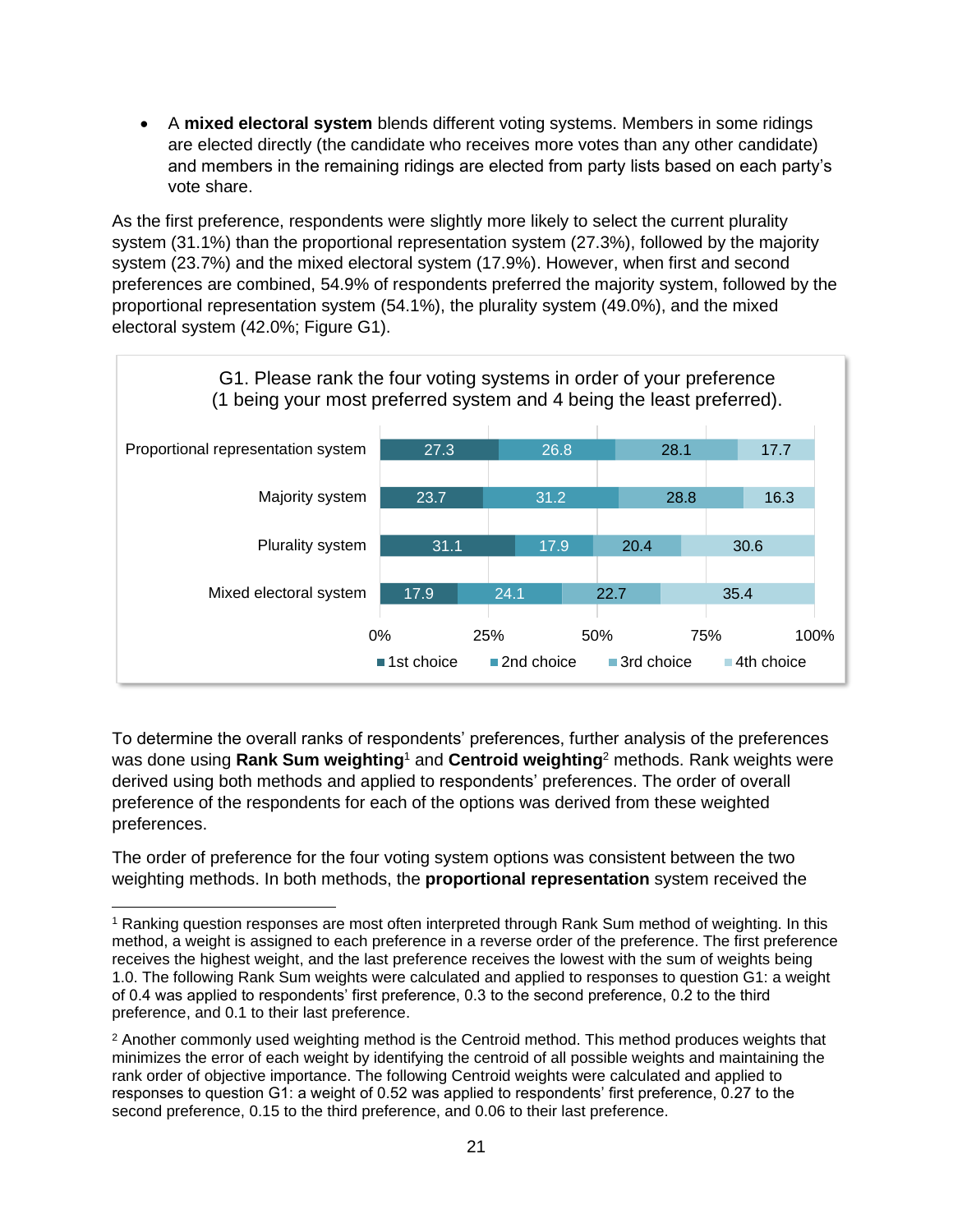- A **mixed electoral system** blends different voting systems. Members in some ridings are elected directly (the candidate who receives more votes than any other candidate) and members in the remaining ridings are elected from party lists based on each party's vote share.

As the first preference, respondents were slightly more likely to select the current plurality system (31.1%) than the proportional representation system (27.3%), followed by the majority system (23.7%) and the mixed electoral system (17.9%). However, when first and second preferences are combined, 54.9% of respondents preferred the majority system, followed by the proportional representation system (54.1%), the plurality system (49.0%), and the mixed electoral system (42.0%; Figure G1).

G1. Please rank the four voting systems in order of your preference (1 being your most preferred system and 4 being the least preferred).

| | 1st choice | 2nd choice | 3rd choice | 4th choice |
|---|---|---|---|---|
| Proportional representation system | 27.3 | 26.8 | 28.1 | 17.7 |
| Majority system | 23.7 | 31.2 | 28.8 | 16.3 |
| Plurality system | 31.1 | 17.9 | 20.4 | 30.6 |
| Mixed electoral system | 17.9 | 24.1 | 22.7 | 35.4 |

To determine the overall ranks of respondents' preferences, further analysis of the preferences was done using **Rank Sum weighting**[1] and **Centroid weighting**[2] methods. Rank weights were derived using both methods and applied to respondents' preferences. The order of overall preference of the respondents for each of the options was derived from these weighted preferences.

The order of preference for the four voting system options was consistent between the two weighting methods. In both methods, the **proportional representation** system received the

---

[1] Ranking question responses are most often interpreted through Rank Sum method of weighting. In this method, a weight is assigned to each preference in a reverse order of the preference. The first preference receives the highest weight, and the last preference receives the lowest with the sum of weights being 1.0. The following Rank Sum weights were calculated and applied to responses to question G1: a weight of 0.4 was applied to respondents' first preference, 0.3 to the second preference, 0.2 to the third preference, and 0.1 to their last preference.

[2] Another commonly used weighting method is the Centroid method. This method produces weights that minimizes the error of each weight by identifying the centroid of all possible weights and maintaining the rank order of objective importance. The following Centroid weights were calculated and applied to responses to question G1: a weight of 0.52 was applied to respondents' first preference, 0.27 to the second preference, 0.15 to the third preference, and 0.06 to their last preference.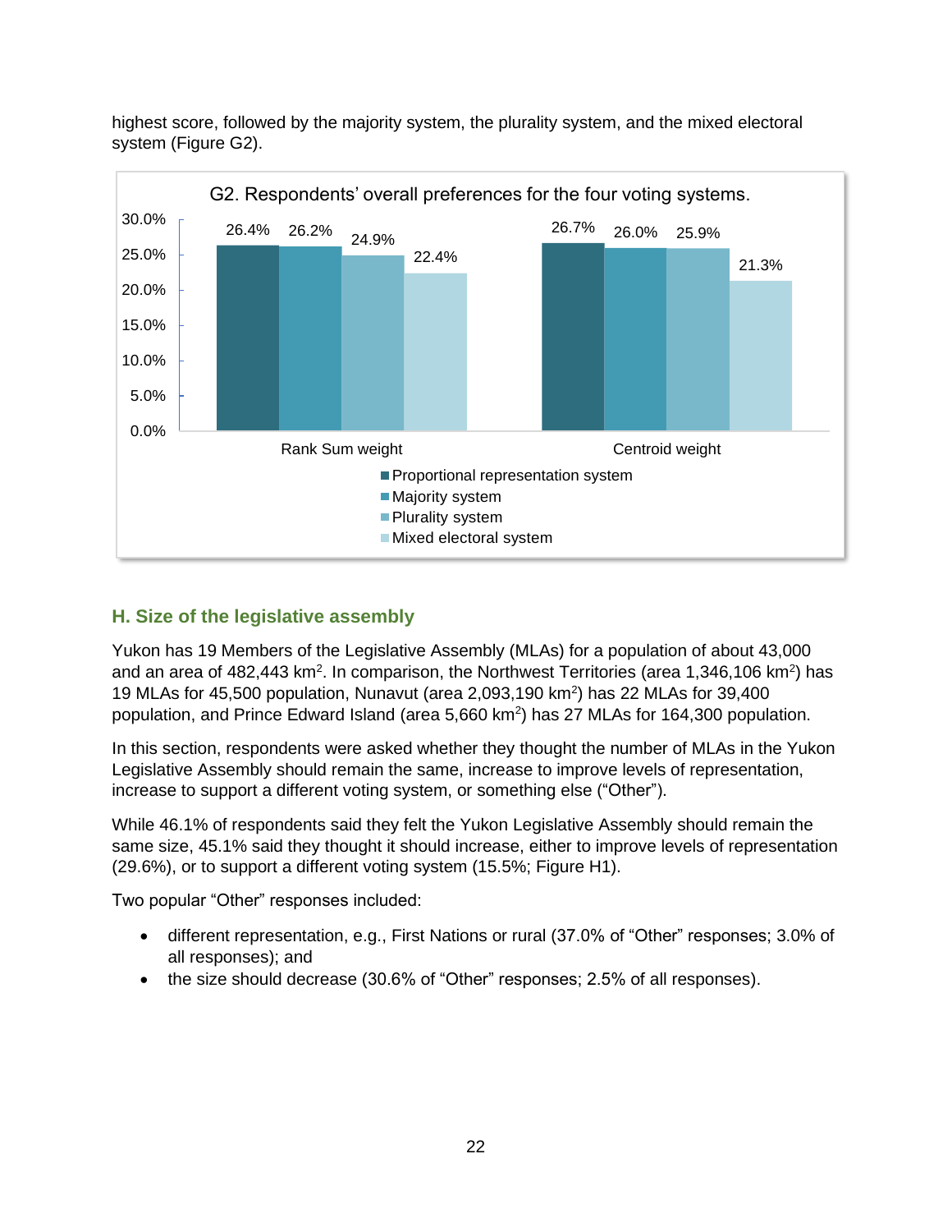highest score, followed by the majority system, the plurality system, and the mixed electoral system (Figure G2).

G2. Respondents' overall preferences for the four voting systems.

| | Rank Sum weight | Centroid weight |
|---|---|---|
| Proportional representation system | 26.4% | 26.7% |
| Majority system | 26.2% | 26.0% |
| Plurality system | 24.9% | 25.9% |
| Mixed electoral system | 22.4% | 21.3% |

## H. Size of the legislative assembly

Yukon has 19 Members of the Legislative Assembly (MLAs) for a population of about 43,000 and an area of 482,443 km$^2$. In comparison, the Northwest Territories (area 1,346,106 km$^2$) has 19 MLAs for 45,500 population, Nunavut (area 2,093,190 km$^2$) has 22 MLAs for 39,400 population, and Prince Edward Island (area 5,660 km$^2$) has 27 MLAs for 164,300 population.

In this section, respondents were asked whether they thought the number of MLAs in the Yukon Legislative Assembly should remain the same, increase to improve levels of representation, increase to support a different voting system, or something else ("Other").

While 46.1% of respondents said they felt the Yukon Legislative Assembly should remain the same size, 45.1% said they thought it should increase, either to improve levels of representation (29.6%), or to support a different voting system (15.5%; Figure H1).

Two popular "Other" responses included:

- different representation, e.g., First Nations or rural (37.0% of "Other" responses; 3.0% of all responses); and
- the size should decrease (30.6% of "Other" responses; 2.5% of all responses).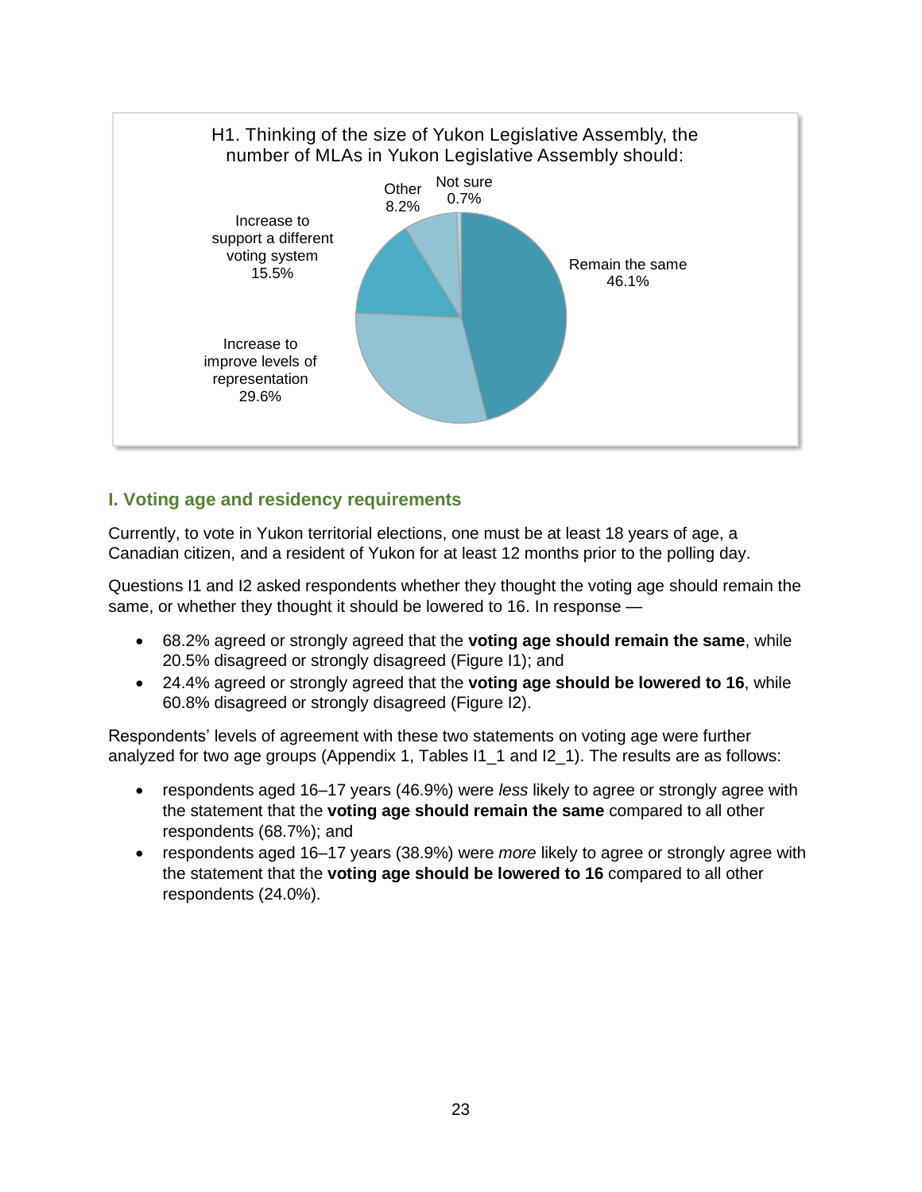H1. Thinking of the size of Yukon Legislative Assembly, the number of MLAs in Yukon Legislative Assembly should:

| Response | Percentage |
|---|---|
| Remain the same | 46.1% |
| Increase to improve levels of representation | 29.6% |
| Increase to support a different voting system | 15.5% |
| Other | 8.2% |
| Not sure | 0.7% |

## I. Voting age and residency requirements

Currently, to vote in Yukon territorial elections, one must be at least 18 years of age, a Canadian citizen, and a resident of Yukon for at least 12 months prior to the polling day.

Questions I1 and I2 asked respondents whether they thought the voting age should remain the same, or whether they thought it should be lowered to 16. In response —

- 68.2% agreed or strongly agreed that the **voting age should remain the same**, while 20.5% disagreed or strongly disagreed (Figure I1); and
- 24.4% agreed or strongly agreed that the **voting age should be lowered to 16**, while 60.8% disagreed or strongly disagreed (Figure I2).

Respondents' levels of agreement with these two statements on voting age were further analyzed for two age groups (Appendix 1, Tables I1_1 and I2_1). The results are as follows:

- respondents aged 16–17 years (46.9%) were *less* likely to agree or strongly agree with the statement that the **voting age should remain the same** compared to all other respondents (68.7%); and
- respondents aged 16–17 years (38.9%) were *more* likely to agree or strongly agree with the statement that the **voting age should be lowered to 16** compared to all other respondents (24.0%).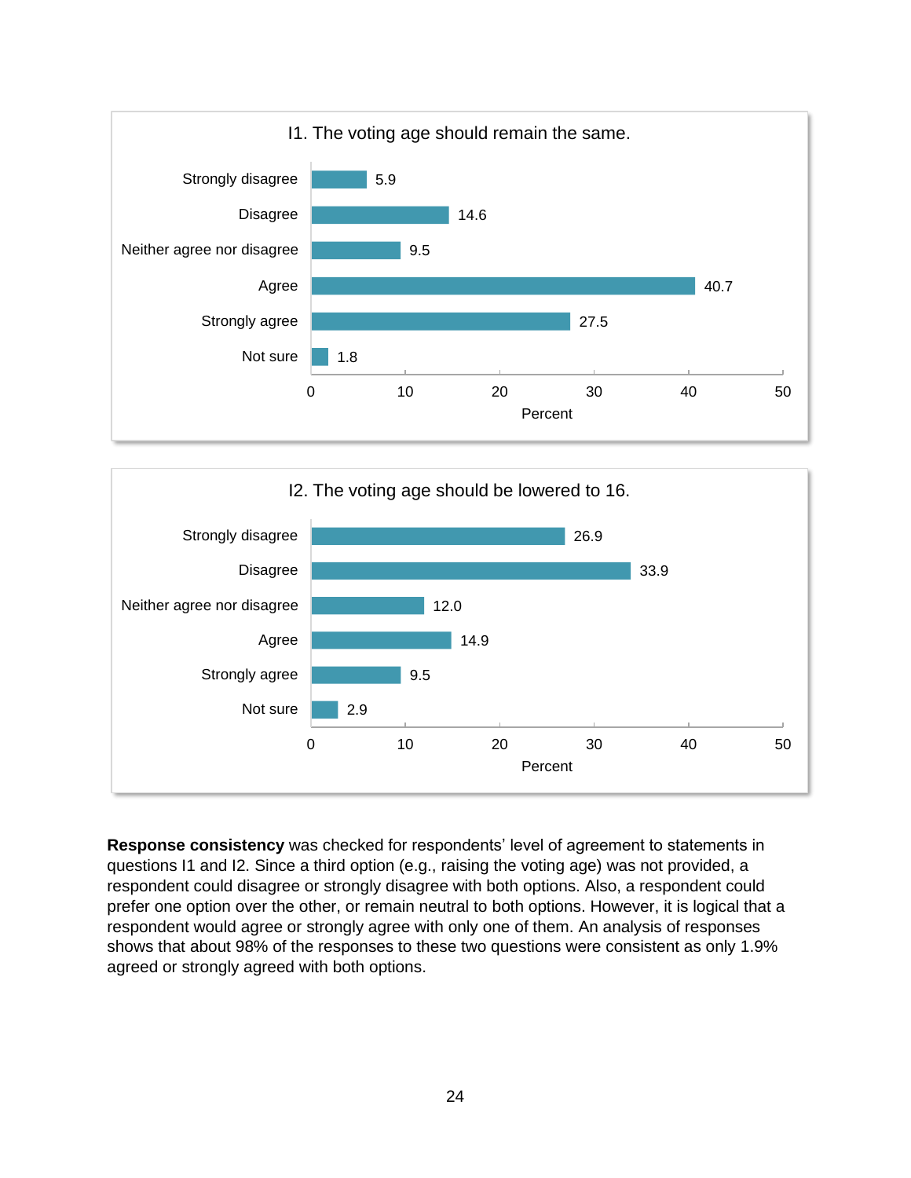**I1. The voting age should remain the same.**

| Response | Percent |
|---|---|
| Strongly disagree | 5.9 |
| Disagree | 14.6 |
| Neither agree nor disagree | 9.5 |
| Agree | 40.7 |
| Strongly agree | 27.5 |
| Not sure | 1.8 |

**I2. The voting age should be lowered to 16.**

| Response | Percent |
|---|---|
| Strongly disagree | 26.9 |
| Disagree | 33.9 |
| Neither agree nor disagree | 12.0 |
| Agree | 14.9 |
| Strongly agree | 9.5 |
| Not sure | 2.9 |

**Response consistency** was checked for respondents' level of agreement to statements in questions I1 and I2. Since a third option (e.g., raising the voting age) was not provided, a respondent could disagree or strongly disagree with both options. Also, a respondent could prefer one option over the other, or remain neutral to both options. However, it is logical that a respondent would agree or strongly agree with only one of them. An analysis of responses shows that about 98% of the responses to these two questions were consistent as only 1.9% agreed or strongly agreed with both options.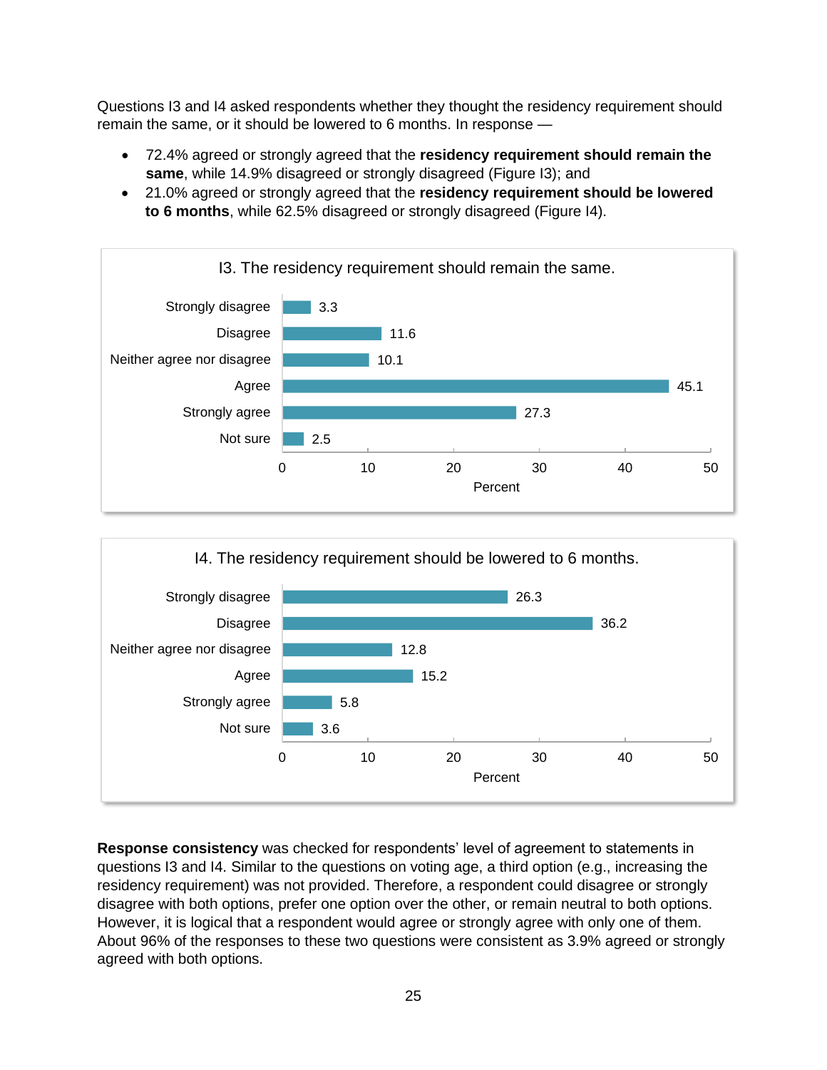Questions I3 and I4 asked respondents whether they thought the residency requirement should remain the same, or it should be lowered to 6 months. In response —

- 72.4% agreed or strongly agreed that the **residency requirement should remain the same**, while 14.9% disagreed or strongly disagreed (Figure I3); and
- 21.0% agreed or strongly agreed that the **residency requirement should be lowered to 6 months**, while 62.5% disagreed or strongly disagreed (Figure I4).

I3. The residency requirement should remain the same.

| Response | Percent |
|---|---|
| Strongly disagree | 3.3 |
| Disagree | 11.6 |
| Neither agree nor disagree | 10.1 |
| Agree | 45.1 |
| Strongly agree | 27.3 |
| Not sure | 2.5 |

I4. The residency requirement should be lowered to 6 months.

| Response | Percent |
|---|---|
| Strongly disagree | 26.3 |
| Disagree | 36.2 |
| Neither agree nor disagree | 12.8 |
| Agree | 15.2 |
| Strongly agree | 5.8 |
| Not sure | 3.6 |

**Response consistency** was checked for respondents' level of agreement to statements in questions I3 and I4. Similar to the questions on voting age, a third option (e.g., increasing the residency requirement) was not provided. Therefore, a respondent could disagree or strongly disagree with both options, prefer one option over the other, or remain neutral to both options. However, it is logical that a respondent would agree or strongly agree with only one of them. About 96% of the responses to these two questions were consistent as 3.9% agreed or strongly agreed with both options.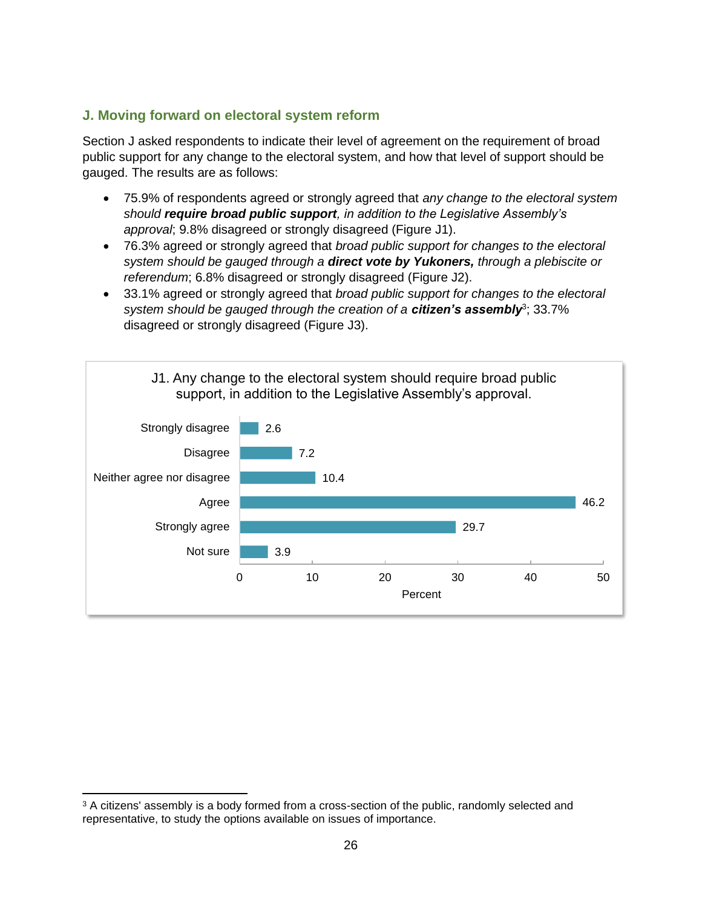## J. Moving forward on electoral system reform

Section J asked respondents to indicate their level of agreement on the requirement of broad public support for any change to the electoral system, and how that level of support should be gauged. The results are as follows:

- 75.9% of respondents agreed or strongly agreed that *any change to the electoral system should **require broad public support**, in addition to the Legislative Assembly's approval*; 9.8% disagreed or strongly disagreed (Figure J1).
- 76.3% agreed or strongly agreed that *broad public support for changes to the electoral system should be gauged through a **direct vote by Yukoners,** through a plebiscite or referendum*; 6.8% disagreed or strongly disagreed (Figure J2).
- 33.1% agreed or strongly agreed that *broad public support for changes to the electoral system should be gauged through the creation of a **citizen's assembly***[3]; 33.7% disagreed or strongly disagreed (Figure J3).

J1. Any change to the electoral system should require broad public support, in addition to the Legislative Assembly's approval.

| Response | Percent |
|---|---|
| Strongly disagree | 2.6 |
| Disagree | 7.2 |
| Neither agree nor disagree | 10.4 |
| Agree | 46.2 |
| Strongly agree | 29.7 |
| Not sure | 3.9 |

[3] A citizens' assembly is a body formed from a cross-section of the public, randomly selected and representative, to study the options available on issues of importance.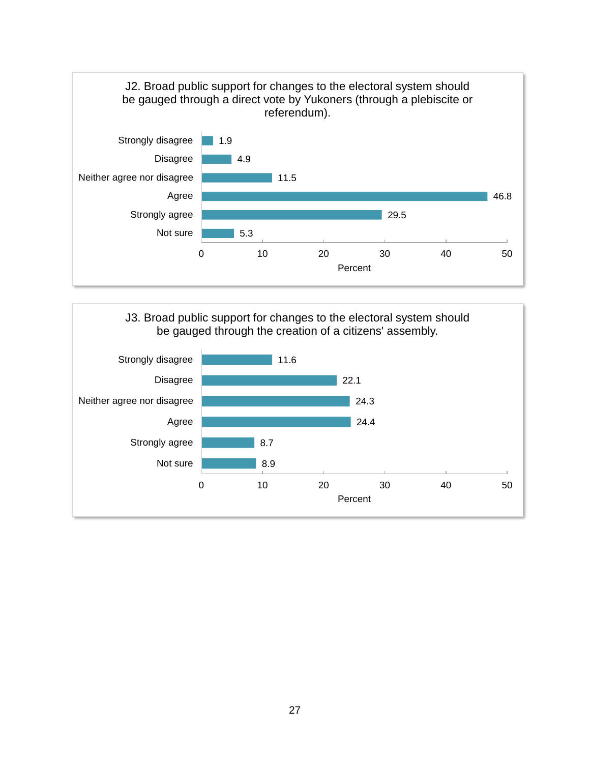### J2. Broad public support for changes to the electoral system should be gauged through a direct vote by Yukoners (through a plebiscite or referendum).

| Response | Percent |
|---|---|
| Strongly disagree | 1.9 |
| Disagree | 4.9 |
| Neither agree nor disagree | 11.5 |
| Agree | 46.8 |
| Strongly agree | 29.5 |
| Not sure | 5.3 |

### J3. Broad public support for changes to the electoral system should be gauged through the creation of a citizens' assembly.

| Response | Percent |
|---|---|
| Strongly disagree | 11.6 |
| Disagree | 22.1 |
| Neither agree nor disagree | 24.3 |
| Agree | 24.4 |
| Strongly agree | 8.7 |
| Not sure | 8.9 |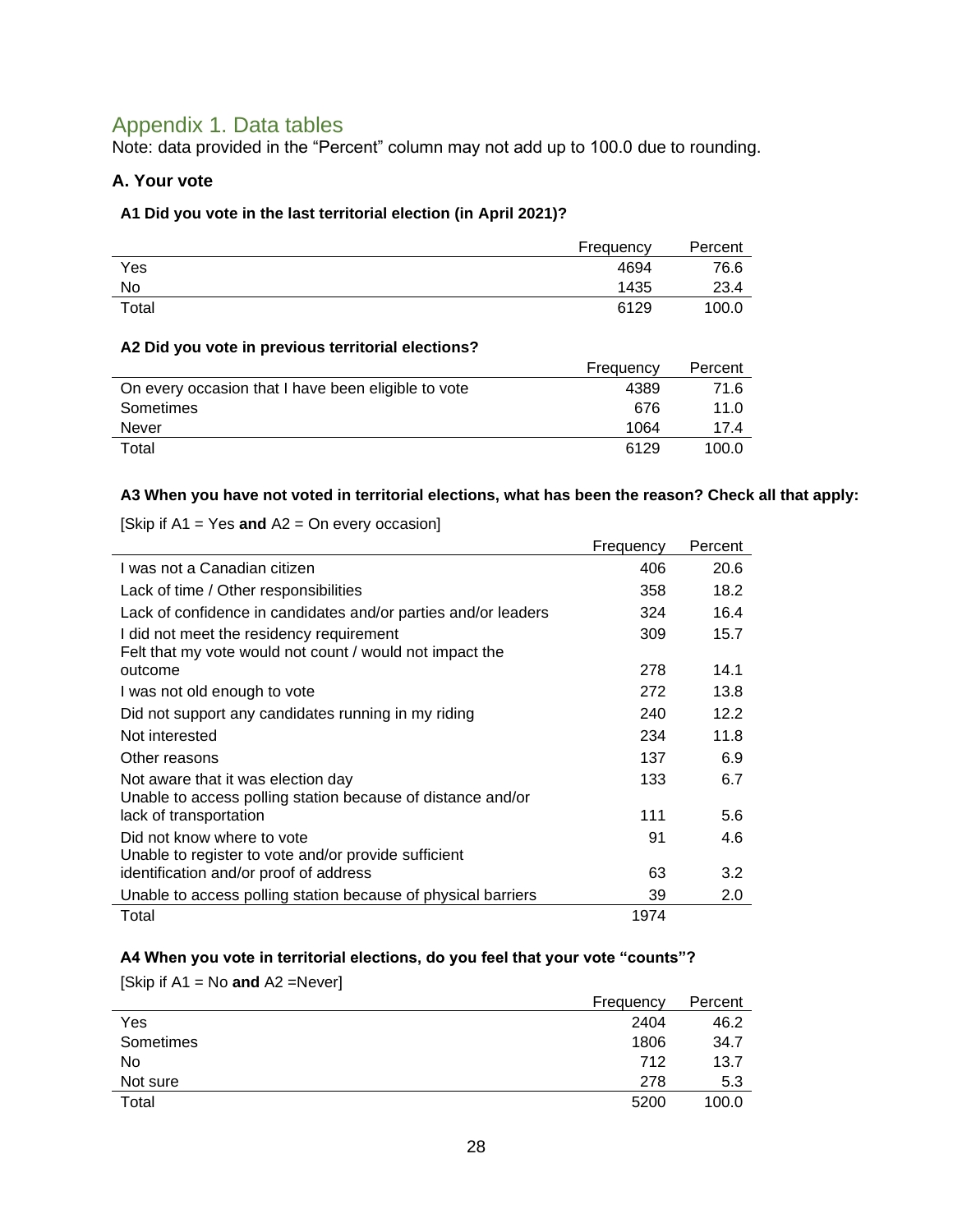## Appendix 1. Data tables

Note: data provided in the "Percent" column may not add up to 100.0 due to rounding.

### A. Your vote

#### A1 Did you vote in the last territorial election (in April 2021)?

| | Frequency | Percent |
|---|---|---|
| Yes | 4694 | 76.6 |
| No | 1435 | 23.4 |
| Total | 6129 | 100.0 |

#### A2 Did you vote in previous territorial elections?

| | Frequency | Percent |
|---|---|---|
| On every occasion that I have been eligible to vote | 4389 | 71.6 |
| Sometimes | 676 | 11.0 |
| Never | 1064 | 17.4 |
| Total | 6129 | 100.0 |

#### A3 When you have not voted in territorial elections, what has been the reason? Check all that apply:

[Skip if A1 = Yes **and** A2 = On every occasion]

| | Frequency | Percent |
|---|---|---|
| I was not a Canadian citizen | 406 | 20.6 |
| Lack of time / Other responsibilities | 358 | 18.2 |
| Lack of confidence in candidates and/or parties and/or leaders | 324 | 16.4 |
| I did not meet the residency requirement | 309 | 15.7 |
| Felt that my vote would not count / would not impact the outcome | 278 | 14.1 |
| I was not old enough to vote | 272 | 13.8 |
| Did not support any candidates running in my riding | 240 | 12.2 |
| Not interested | 234 | 11.8 |
| Other reasons | 137 | 6.9 |
| Not aware that it was election day | 133 | 6.7 |
| Unable to access polling station because of distance and/or lack of transportation | 111 | 5.6 |
| Did not know where to vote | 91 | 4.6 |
| Unable to register to vote and/or provide sufficient identification and/or proof of address | 63 | 3.2 |
| Unable to access polling station because of physical barriers | 39 | 2.0 |
| Total | 1974 | |

#### A4 When you vote in territorial elections, do you feel that your vote "counts"?

[Skip if A1 = No **and** A2 =Never]

| | Frequency | Percent |
|---|---|---|
| Yes | 2404 | 46.2 |
| Sometimes | 1806 | 34.7 |
| No | 712 | 13.7 |
| Not sure | 278 | 5.3 |
| Total | 5200 | 100.0 |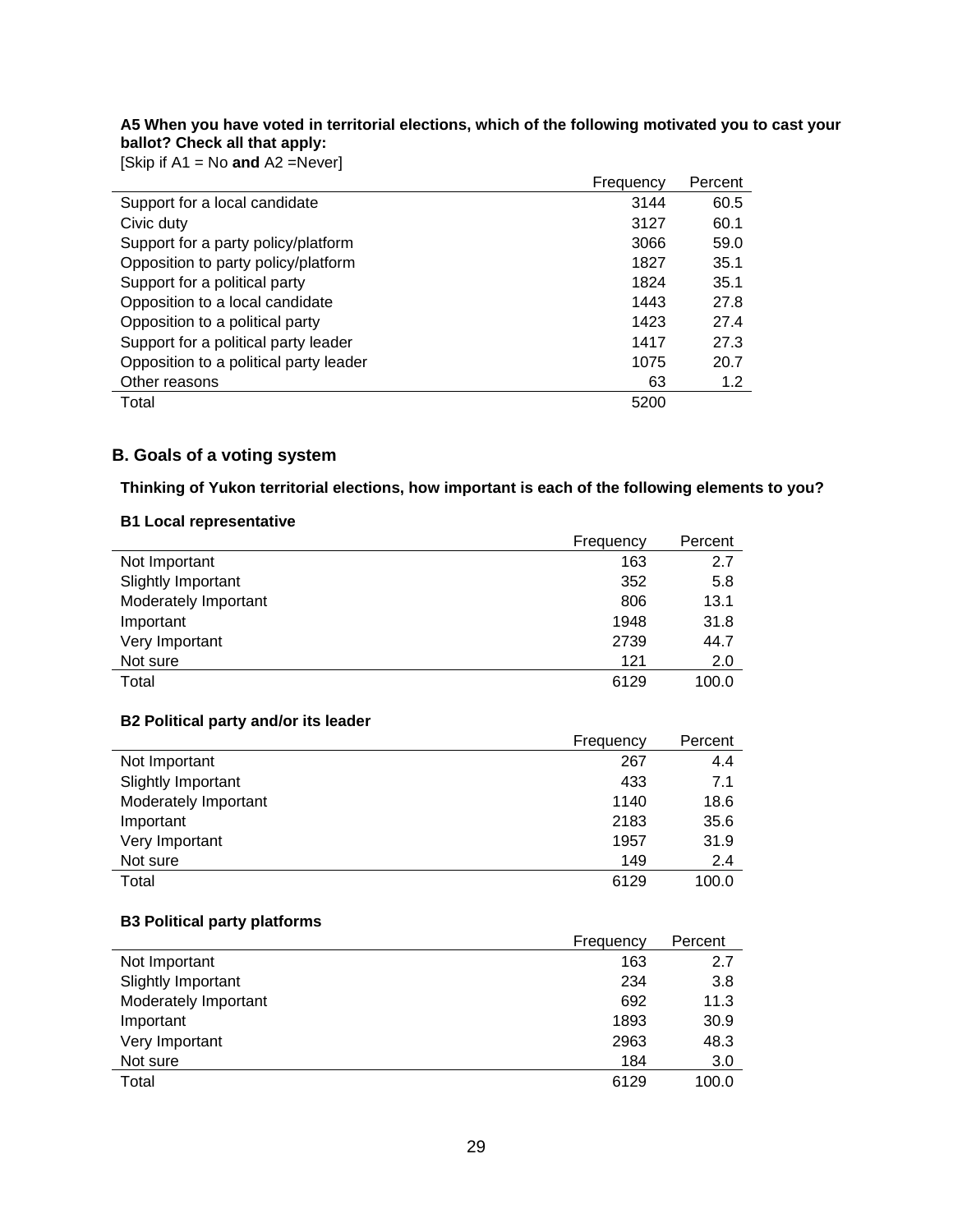**A5 When you have voted in territorial elections, which of the following motivated you to cast your ballot? Check all that apply:**

[Skip if A1 = No **and** A2 =Never]

| | Frequency | Percent |
|---|---|---|
| Support for a local candidate | 3144 | 60.5 |
| Civic duty | 3127 | 60.1 |
| Support for a party policy/platform | 3066 | 59.0 |
| Opposition to party policy/platform | 1827 | 35.1 |
| Support for a political party | 1824 | 35.1 |
| Opposition to a local candidate | 1443 | 27.8 |
| Opposition to a political party | 1423 | 27.4 |
| Support for a political party leader | 1417 | 27.3 |
| Opposition to a political party leader | 1075 | 20.7 |
| Other reasons | 63 | 1.2 |
| Total | 5200 | |

## B. Goals of a voting system

**Thinking of Yukon territorial elections, how important is each of the following elements to you?**

**B1 Local representative**

| | Frequency | Percent |
|---|---|---|
| Not Important | 163 | 2.7 |
| Slightly Important | 352 | 5.8 |
| Moderately Important | 806 | 13.1 |
| Important | 1948 | 31.8 |
| Very Important | 2739 | 44.7 |
| Not sure | 121 | 2.0 |
| Total | 6129 | 100.0 |

**B2 Political party and/or its leader**

| | Frequency | Percent |
|---|---|---|
| Not Important | 267 | 4.4 |
| Slightly Important | 433 | 7.1 |
| Moderately Important | 1140 | 18.6 |
| Important | 2183 | 35.6 |
| Very Important | 1957 | 31.9 |
| Not sure | 149 | 2.4 |
| Total | 6129 | 100.0 |

**B3 Political party platforms**

| | Frequency | Percent |
|---|---|---|
| Not Important | 163 | 2.7 |
| Slightly Important | 234 | 3.8 |
| Moderately Important | 692 | 11.3 |
| Important | 1893 | 30.9 |
| Very Important | 2963 | 48.3 |
| Not sure | 184 | 3.0 |
| Total | 6129 | 100.0 |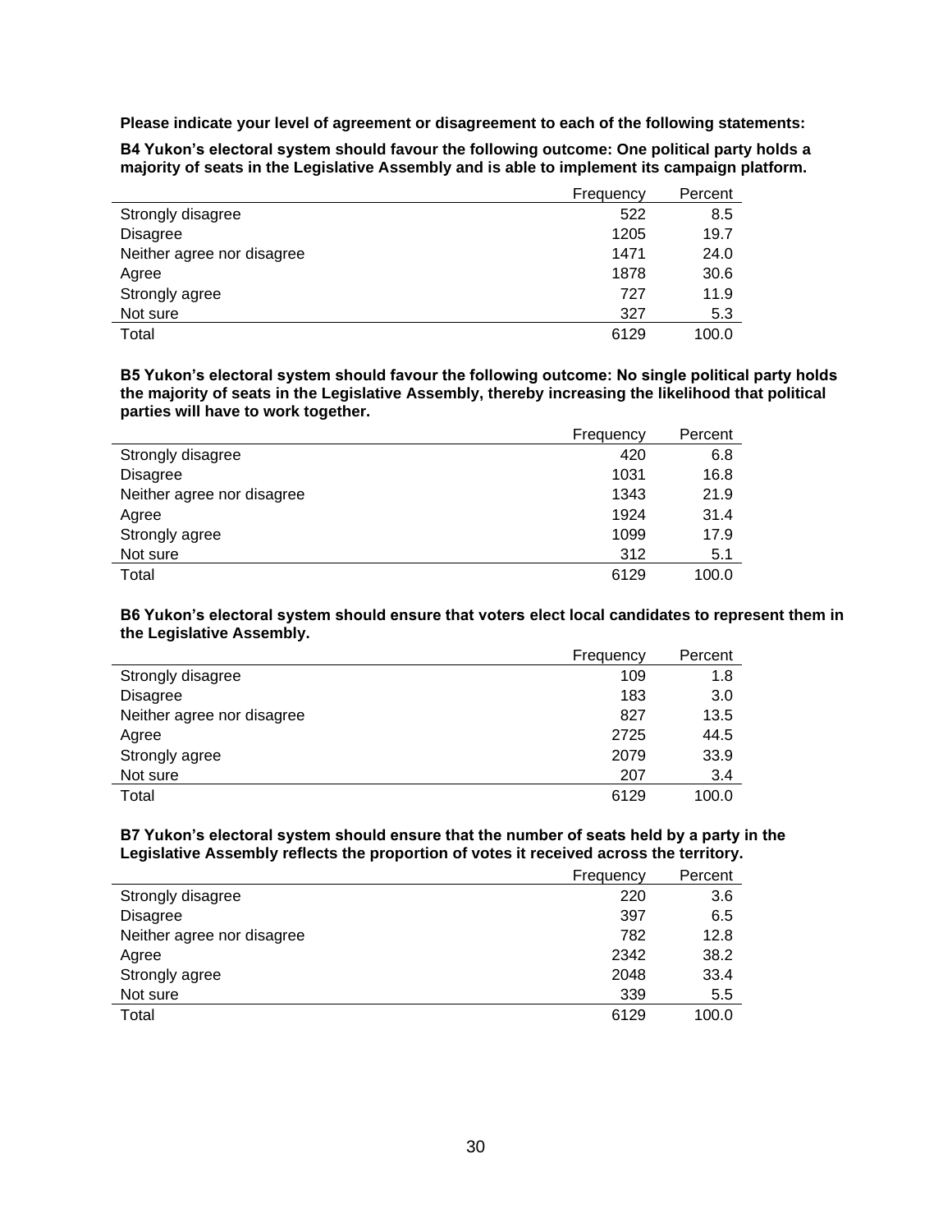**Please indicate your level of agreement or disagreement to each of the following statements:**

**B4 Yukon's electoral system should favour the following outcome: One political party holds a majority of seats in the Legislative Assembly and is able to implement its campaign platform.**

| | Frequency | Percent |
|---|---|---|
| Strongly disagree | 522 | 8.5 |
| Disagree | 1205 | 19.7 |
| Neither agree nor disagree | 1471 | 24.0 |
| Agree | 1878 | 30.6 |
| Strongly agree | 727 | 11.9 |
| Not sure | 327 | 5.3 |
| Total | 6129 | 100.0 |

**B5 Yukon's electoral system should favour the following outcome: No single political party holds the majority of seats in the Legislative Assembly, thereby increasing the likelihood that political parties will have to work together.**

| | Frequency | Percent |
|---|---|---|
| Strongly disagree | 420 | 6.8 |
| Disagree | 1031 | 16.8 |
| Neither agree nor disagree | 1343 | 21.9 |
| Agree | 1924 | 31.4 |
| Strongly agree | 1099 | 17.9 |
| Not sure | 312 | 5.1 |
| Total | 6129 | 100.0 |

**B6 Yukon's electoral system should ensure that voters elect local candidates to represent them in the Legislative Assembly.**

| | Frequency | Percent |
|---|---|---|
| Strongly disagree | 109 | 1.8 |
| Disagree | 183 | 3.0 |
| Neither agree nor disagree | 827 | 13.5 |
| Agree | 2725 | 44.5 |
| Strongly agree | 2079 | 33.9 |
| Not sure | 207 | 3.4 |
| Total | 6129 | 100.0 |

**B7 Yukon's electoral system should ensure that the number of seats held by a party in the Legislative Assembly reflects the proportion of votes it received across the territory.**

| | Frequency | Percent |
|---|---|---|
| Strongly disagree | 220 | 3.6 |
| Disagree | 397 | 6.5 |
| Neither agree nor disagree | 782 | 12.8 |
| Agree | 2342 | 38.2 |
| Strongly agree | 2048 | 33.4 |
| Not sure | 339 | 5.5 |
| Total | 6129 | 100.0 |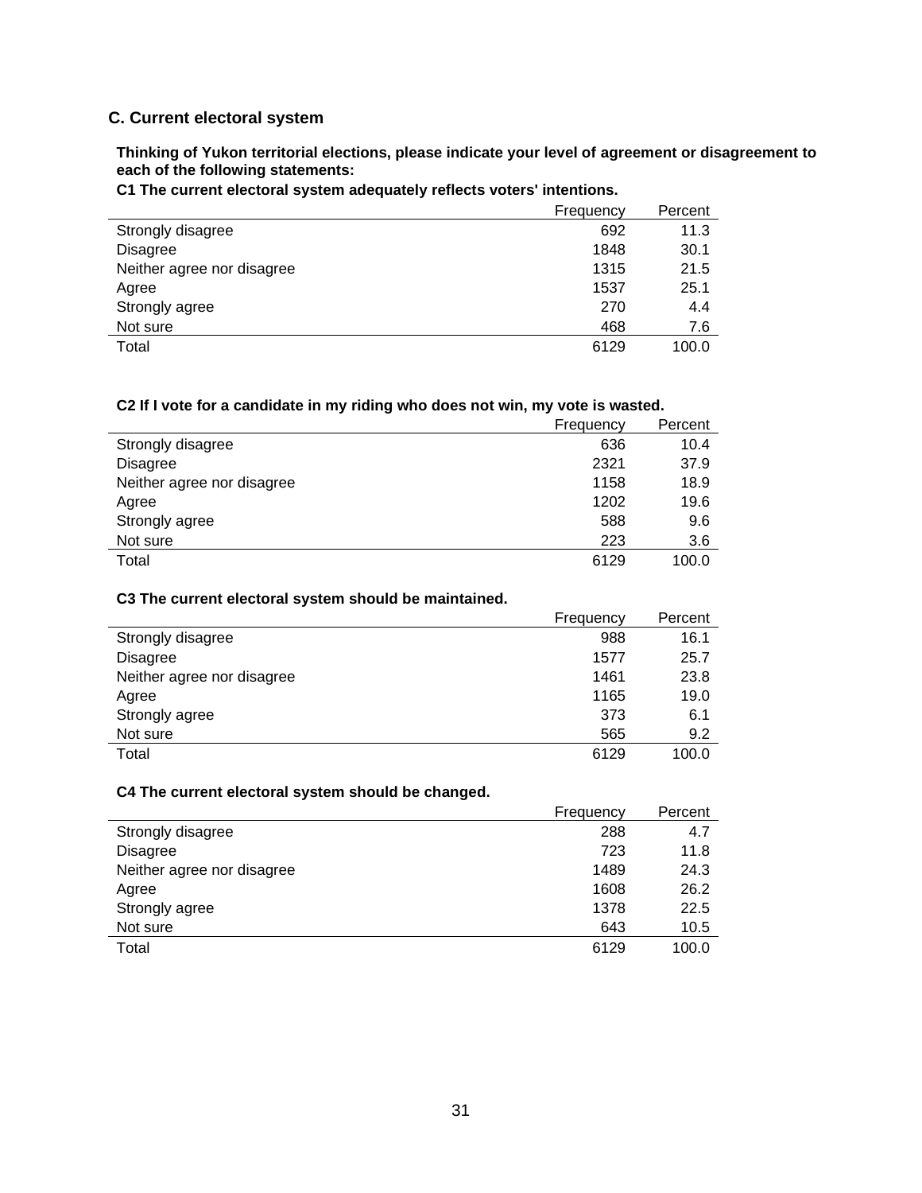## C. Current electoral system

**Thinking of Yukon territorial elections, please indicate your level of agreement or disagreement to each of the following statements:**

**C1 The current electoral system adequately reflects voters' intentions.**

| | Frequency | Percent |
|---|---|---|
| Strongly disagree | 692 | 11.3 |
| Disagree | 1848 | 30.1 |
| Neither agree nor disagree | 1315 | 21.5 |
| Agree | 1537 | 25.1 |
| Strongly agree | 270 | 4.4 |
| Not sure | 468 | 7.6 |
| Total | 6129 | 100.0 |

**C2 If I vote for a candidate in my riding who does not win, my vote is wasted.**

| | Frequency | Percent |
|---|---|---|
| Strongly disagree | 636 | 10.4 |
| Disagree | 2321 | 37.9 |
| Neither agree nor disagree | 1158 | 18.9 |
| Agree | 1202 | 19.6 |
| Strongly agree | 588 | 9.6 |
| Not sure | 223 | 3.6 |
| Total | 6129 | 100.0 |

**C3 The current electoral system should be maintained.**

| | Frequency | Percent |
|---|---|---|
| Strongly disagree | 988 | 16.1 |
| Disagree | 1577 | 25.7 |
| Neither agree nor disagree | 1461 | 23.8 |
| Agree | 1165 | 19.0 |
| Strongly agree | 373 | 6.1 |
| Not sure | 565 | 9.2 |
| Total | 6129 | 100.0 |

**C4 The current electoral system should be changed.**

| | Frequency | Percent |
|---|---|---|
| Strongly disagree | 288 | 4.7 |
| Disagree | 723 | 11.8 |
| Neither agree nor disagree | 1489 | 24.3 |
| Agree | 1608 | 26.2 |
| Strongly agree | 1378 | 22.5 |
| Not sure | 643 | 10.5 |
| Total | 6129 | 100.0 |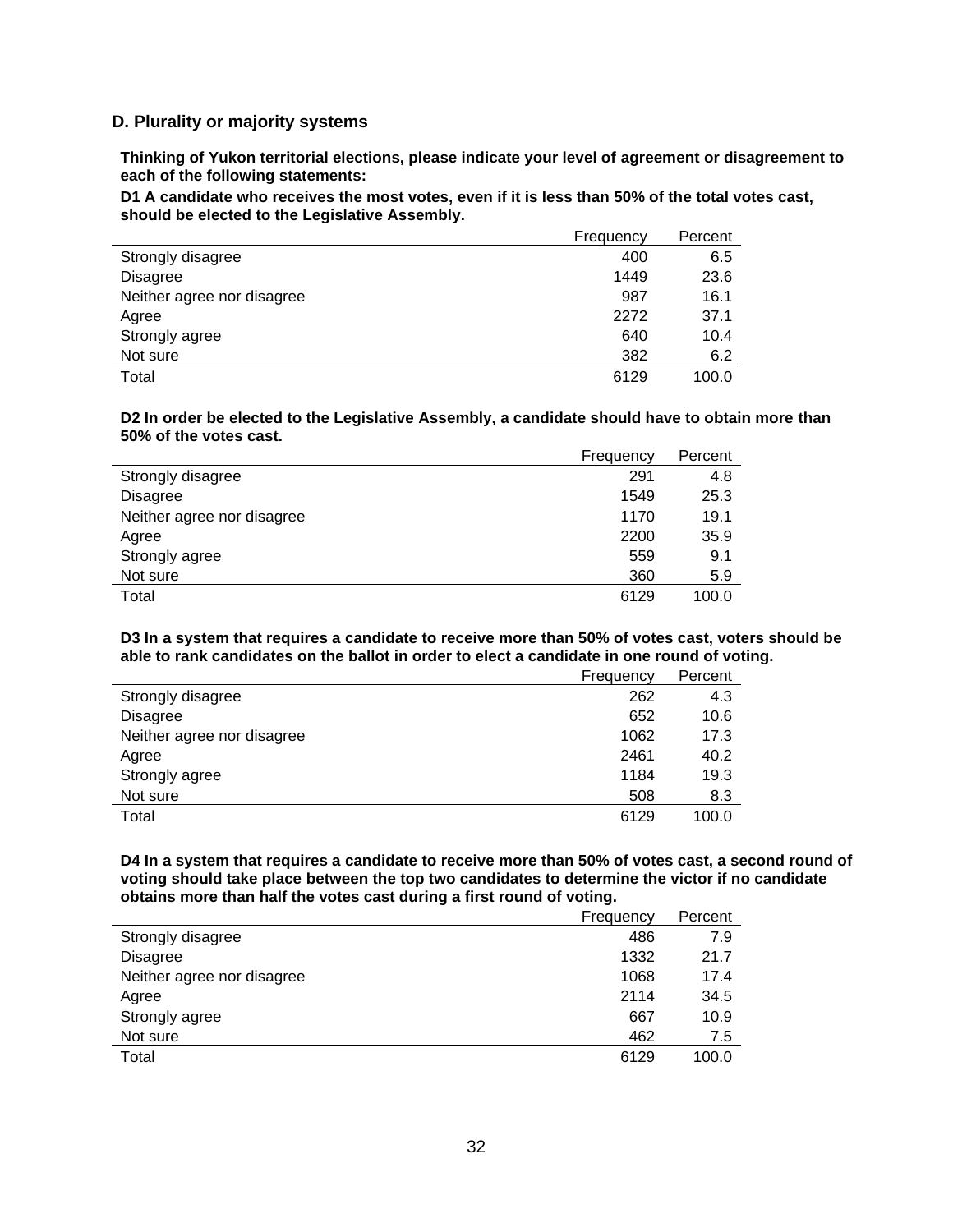### D. Plurality or majority systems

**Thinking of Yukon territorial elections, please indicate your level of agreement or disagreement to each of the following statements:**

**D1 A candidate who receives the most votes, even if it is less than 50% of the total votes cast, should be elected to the Legislative Assembly.**

| | Frequency | Percent |
|---|---|---|
| Strongly disagree | 400 | 6.5 |
| Disagree | 1449 | 23.6 |
| Neither agree nor disagree | 987 | 16.1 |
| Agree | 2272 | 37.1 |
| Strongly agree | 640 | 10.4 |
| Not sure | 382 | 6.2 |
| Total | 6129 | 100.0 |

**D2 In order be elected to the Legislative Assembly, a candidate should have to obtain more than 50% of the votes cast.**

| | Frequency | Percent |
|---|---|---|
| Strongly disagree | 291 | 4.8 |
| Disagree | 1549 | 25.3 |
| Neither agree nor disagree | 1170 | 19.1 |
| Agree | 2200 | 35.9 |
| Strongly agree | 559 | 9.1 |
| Not sure | 360 | 5.9 |
| Total | 6129 | 100.0 |

**D3 In a system that requires a candidate to receive more than 50% of votes cast, voters should be able to rank candidates on the ballot in order to elect a candidate in one round of voting.**

| | Frequency | Percent |
|---|---|---|
| Strongly disagree | 262 | 4.3 |
| Disagree | 652 | 10.6 |
| Neither agree nor disagree | 1062 | 17.3 |
| Agree | 2461 | 40.2 |
| Strongly agree | 1184 | 19.3 |
| Not sure | 508 | 8.3 |
| Total | 6129 | 100.0 |

**D4 In a system that requires a candidate to receive more than 50% of votes cast, a second round of voting should take place between the top two candidates to determine the victor if no candidate obtains more than half the votes cast during a first round of voting.**

| | Frequency | Percent |
|---|---|---|
| Strongly disagree | 486 | 7.9 |
| Disagree | 1332 | 21.7 |
| Neither agree nor disagree | 1068 | 17.4 |
| Agree | 2114 | 34.5 |
| Strongly agree | 667 | 10.9 |
| Not sure | 462 | 7.5 |
| Total | 6129 | 100.0 |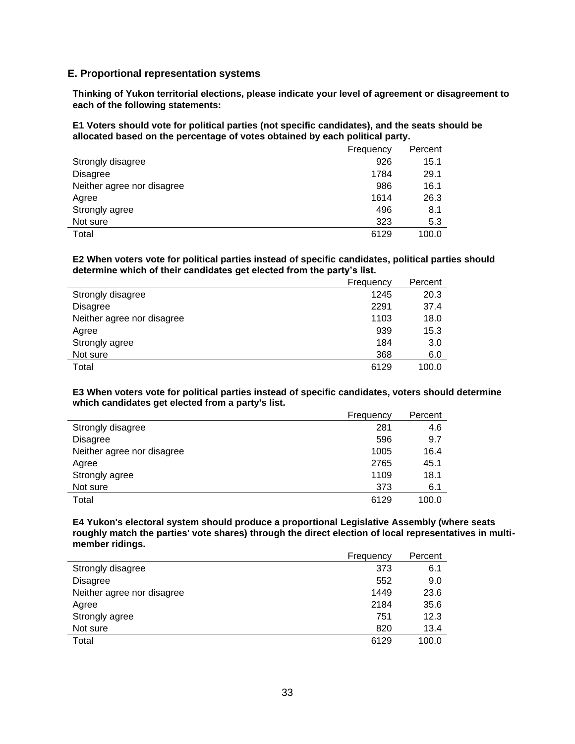## E. Proportional representation systems

**Thinking of Yukon territorial elections, please indicate your level of agreement or disagreement to each of the following statements:**

**E1 Voters should vote for political parties (not specific candidates), and the seats should be allocated based on the percentage of votes obtained by each political party.**

| | Frequency | Percent |
|---|---|---|
| Strongly disagree | 926 | 15.1 |
| Disagree | 1784 | 29.1 |
| Neither agree nor disagree | 986 | 16.1 |
| Agree | 1614 | 26.3 |
| Strongly agree | 496 | 8.1 |
| Not sure | 323 | 5.3 |
| Total | 6129 | 100.0 |

**E2 When voters vote for political parties instead of specific candidates, political parties should determine which of their candidates get elected from the party's list.**

| | Frequency | Percent |
|---|---|---|
| Strongly disagree | 1245 | 20.3 |
| Disagree | 2291 | 37.4 |
| Neither agree nor disagree | 1103 | 18.0 |
| Agree | 939 | 15.3 |
| Strongly agree | 184 | 3.0 |
| Not sure | 368 | 6.0 |
| Total | 6129 | 100.0 |

**E3 When voters vote for political parties instead of specific candidates, voters should determine which candidates get elected from a party's list.**

| | Frequency | Percent |
|---|---|---|
| Strongly disagree | 281 | 4.6 |
| Disagree | 596 | 9.7 |
| Neither agree nor disagree | 1005 | 16.4 |
| Agree | 2765 | 45.1 |
| Strongly agree | 1109 | 18.1 |
| Not sure | 373 | 6.1 |
| Total | 6129 | 100.0 |

**E4 Yukon's electoral system should produce a proportional Legislative Assembly (where seats roughly match the parties' vote shares) through the direct election of local representatives in multi-member ridings.**

| | Frequency | Percent |
|---|---|---|
| Strongly disagree | 373 | 6.1 |
| Disagree | 552 | 9.0 |
| Neither agree nor disagree | 1449 | 23.6 |
| Agree | 2184 | 35.6 |
| Strongly agree | 751 | 12.3 |
| Not sure | 820 | 13.4 |
| Total | 6129 | 100.0 |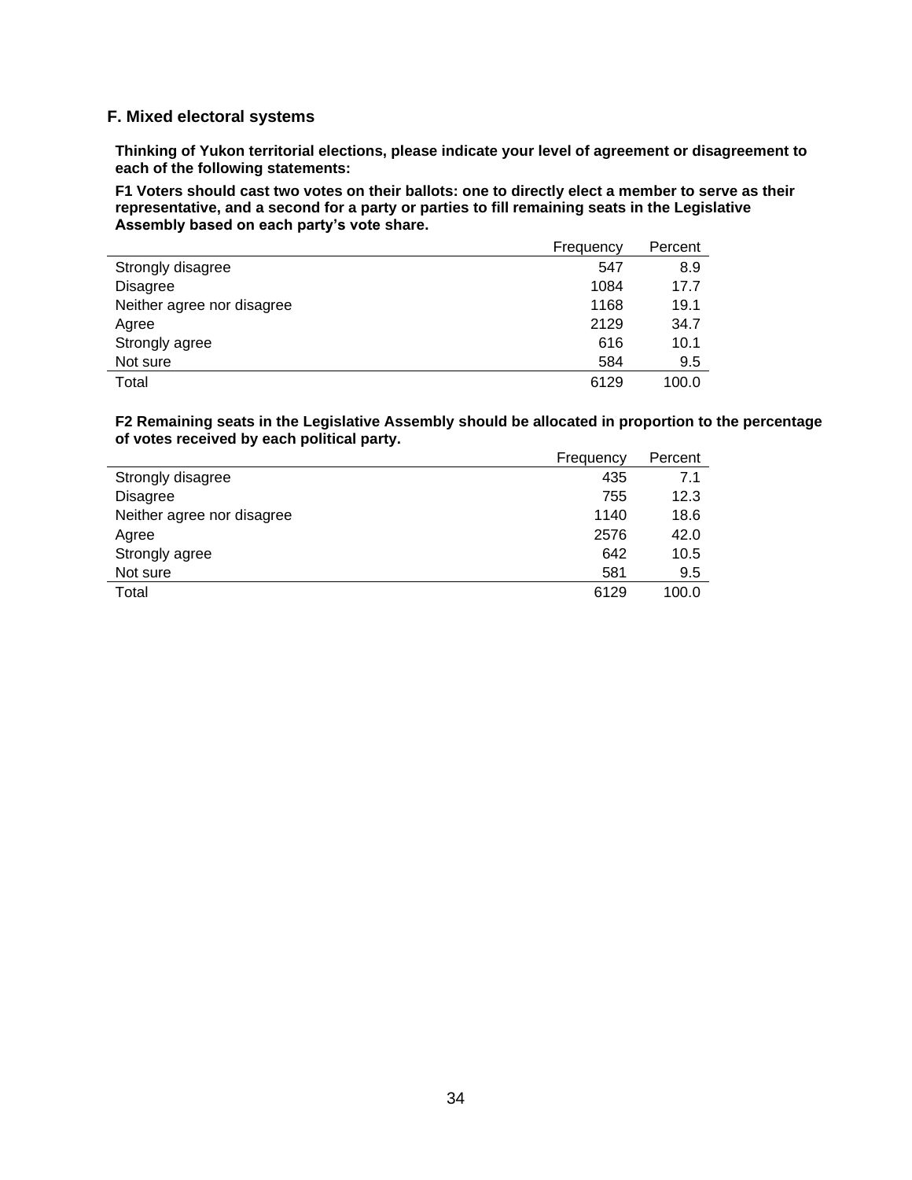## F. Mixed electoral systems

**Thinking of Yukon territorial elections, please indicate your level of agreement or disagreement to each of the following statements:**

**F1 Voters should cast two votes on their ballots: one to directly elect a member to serve as their representative, and a second for a party or parties to fill remaining seats in the Legislative Assembly based on each party's vote share.**

| | Frequency | Percent |
|---|---|---|
| Strongly disagree | 547 | 8.9 |
| Disagree | 1084 | 17.7 |
| Neither agree nor disagree | 1168 | 19.1 |
| Agree | 2129 | 34.7 |
| Strongly agree | 616 | 10.1 |
| Not sure | 584 | 9.5 |
| Total | 6129 | 100.0 |

**F2 Remaining seats in the Legislative Assembly should be allocated in proportion to the percentage of votes received by each political party.**

| | Frequency | Percent |
|---|---|---|
| Strongly disagree | 435 | 7.1 |
| Disagree | 755 | 12.3 |
| Neither agree nor disagree | 1140 | 18.6 |
| Agree | 2576 | 42.0 |
| Strongly agree | 642 | 10.5 |
| Not sure | 581 | 9.5 |
| Total | 6129 | 100.0 |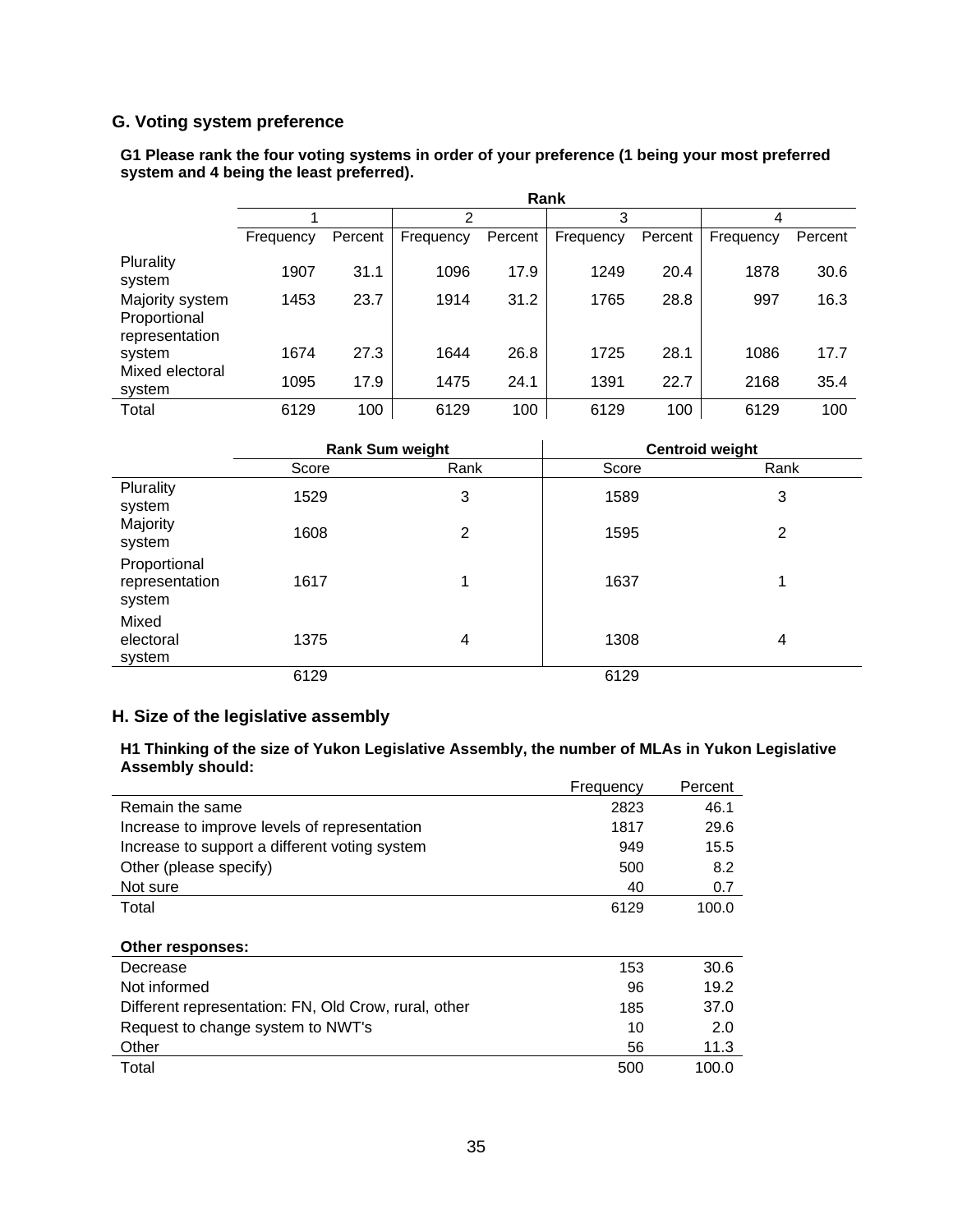## G. Voting system preference

**G1 Please rank the four voting systems in order of your preference (1 being your most preferred system and 4 being the least preferred).**

| | Rank | | | | | | | |
|---|---|---|---|---|---|---|---|---|
| | 1 | | 2 | | 3 | | 4 | |
| | Frequency | Percent | Frequency | Percent | Frequency | Percent | Frequency | Percent |
| Plurality system | 1907 | 31.1 | 1096 | 17.9 | 1249 | 20.4 | 1878 | 30.6 |
| Majority system | 1453 | 23.7 | 1914 | 31.2 | 1765 | 28.8 | 997 | 16.3 |
| Proportional representation system | 1674 | 27.3 | 1644 | 26.8 | 1725 | 28.1 | 1086 | 17.7 |
| Mixed electoral system | 1095 | 17.9 | 1475 | 24.1 | 1391 | 22.7 | 2168 | 35.4 |
| Total | 6129 | 100 | 6129 | 100 | 6129 | 100 | 6129 | 100 |

| | Rank Sum weight | | Centroid weight | |
|---|---|---|---|---|
| | Score | Rank | Score | Rank |
| Plurality system | 1529 | 3 | 1589 | 3 |
| Majority system | 1608 | 2 | 1595 | 2 |
| Proportional representation system | 1617 | 1 | 1637 | 1 |
| Mixed electoral system | 1375 | 4 | 1308 | 4 |
| | 6129 | | 6129 | |

## H. Size of the legislative assembly

**H1 Thinking of the size of Yukon Legislative Assembly, the number of MLAs in Yukon Legislative Assembly should:**

| | Frequency | Percent |
|---|---|---|
| Remain the same | 2823 | 46.1 |
| Increase to improve levels of representation | 1817 | 29.6 |
| Increase to support a different voting system | 949 | 15.5 |
| Other (please specify) | 500 | 8.2 |
| Not sure | 40 | 0.7 |
| Total | 6129 | 100.0 |

| **Other responses:** | | |
|---|---|---|
| Decrease | 153 | 30.6 |
| Not informed | 96 | 19.2 |
| Different representation: FN, Old Crow, rural, other | 185 | 37.0 |
| Request to change system to NWT's | 10 | 2.0 |
| Other | 56 | 11.3 |
| Total | 500 | 100.0 |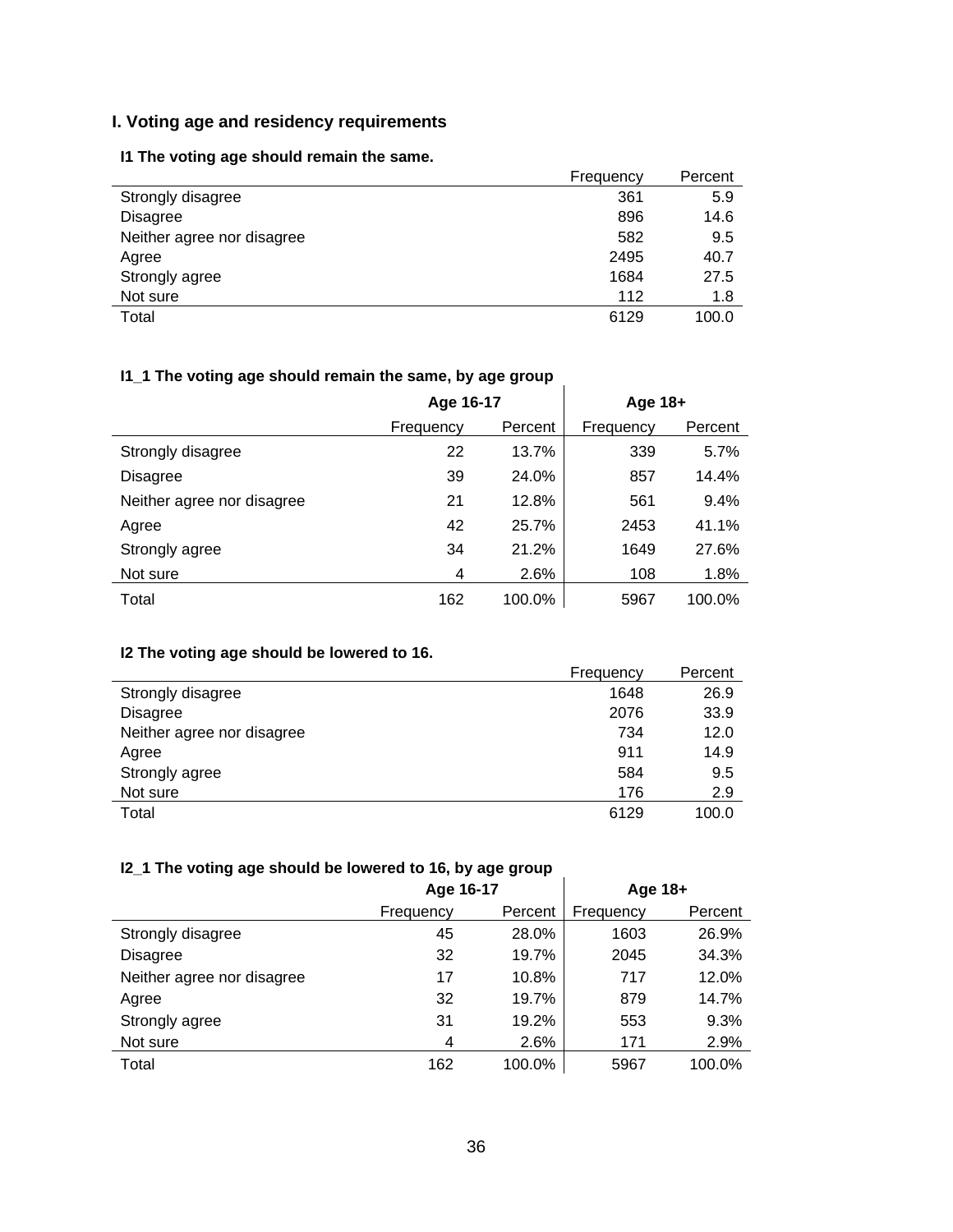## I. Voting age and residency requirements

### I1 The voting age should remain the same.

| | Frequency | Percent |
|---|---|---|
| Strongly disagree | 361 | 5.9 |
| Disagree | 896 | 14.6 |
| Neither agree nor disagree | 582 | 9.5 |
| Agree | 2495 | 40.7 |
| Strongly agree | 1684 | 27.5 |
| Not sure | 112 | 1.8 |
| Total | 6129 | 100.0 |

### I1_1 The voting age should remain the same, by age group

| | Age 16-17 | | Age 18+ | |
|---|---|---|---|---|
| | Frequency | Percent | Frequency | Percent |
| Strongly disagree | 22 | 13.7% | 339 | 5.7% |
| Disagree | 39 | 24.0% | 857 | 14.4% |
| Neither agree nor disagree | 21 | 12.8% | 561 | 9.4% |
| Agree | 42 | 25.7% | 2453 | 41.1% |
| Strongly agree | 34 | 21.2% | 1649 | 27.6% |
| Not sure | 4 | 2.6% | 108 | 1.8% |
| Total | 162 | 100.0% | 5967 | 100.0% |

### I2 The voting age should be lowered to 16.

| | Frequency | Percent |
|---|---|---|
| Strongly disagree | 1648 | 26.9 |
| Disagree | 2076 | 33.9 |
| Neither agree nor disagree | 734 | 12.0 |
| Agree | 911 | 14.9 |
| Strongly agree | 584 | 9.5 |
| Not sure | 176 | 2.9 |
| Total | 6129 | 100.0 |

### I2_1 The voting age should be lowered to 16, by age group

| | Age 16-17 | | Age 18+ | |
|---|---|---|---|---|
| | Frequency | Percent | Frequency | Percent |
| Strongly disagree | 45 | 28.0% | 1603 | 26.9% |
| Disagree | 32 | 19.7% | 2045 | 34.3% |
| Neither agree nor disagree | 17 | 10.8% | 717 | 12.0% |
| Agree | 32 | 19.7% | 879 | 14.7% |
| Strongly agree | 31 | 19.2% | 553 | 9.3% |
| Not sure | 4 | 2.6% | 171 | 2.9% |
| Total | 162 | 100.0% | 5967 | 100.0% |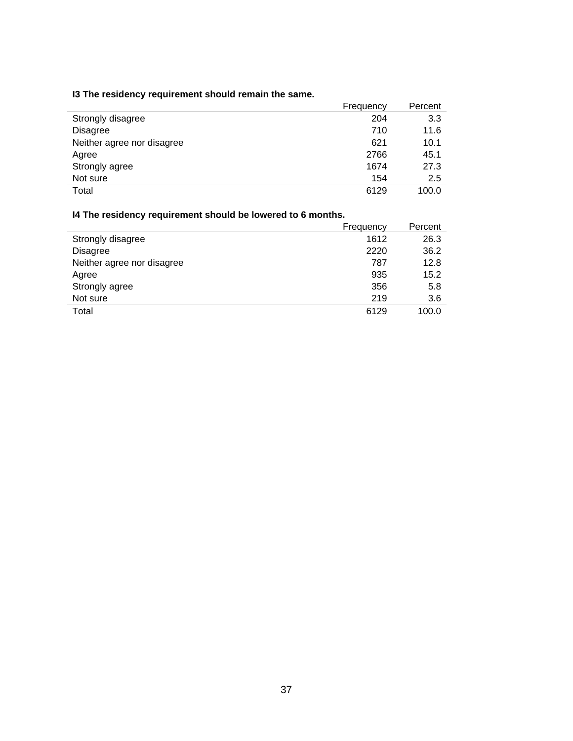**I3 The residency requirement should remain the same.**

| | Frequency | Percent |
|---|---|---|
| Strongly disagree | 204 | 3.3 |
| Disagree | 710 | 11.6 |
| Neither agree nor disagree | 621 | 10.1 |
| Agree | 2766 | 45.1 |
| Strongly agree | 1674 | 27.3 |
| Not sure | 154 | 2.5 |
| Total | 6129 | 100.0 |

**I4 The residency requirement should be lowered to 6 months.**

| | Frequency | Percent |
|---|---|---|
| Strongly disagree | 1612 | 26.3 |
| Disagree | 2220 | 36.2 |
| Neither agree nor disagree | 787 | 12.8 |
| Agree | 935 | 15.2 |
| Strongly agree | 356 | 5.8 |
| Not sure | 219 | 3.6 |
| Total | 6129 | 100.0 |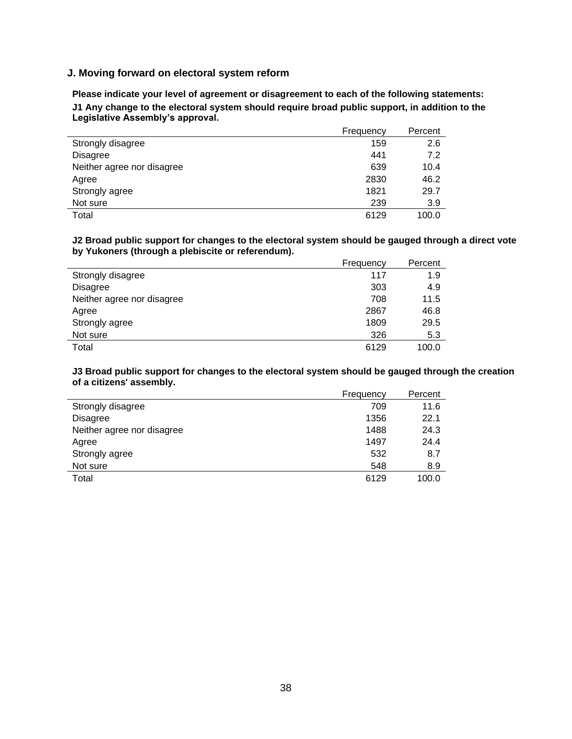## J. Moving forward on electoral system reform

**Please indicate your level of agreement or disagreement to each of the following statements:**

**J1 Any change to the electoral system should require broad public support, in addition to the Legislative Assembly's approval.**

| | Frequency | Percent |
|---|---|---|
| Strongly disagree | 159 | 2.6 |
| Disagree | 441 | 7.2 |
| Neither agree nor disagree | 639 | 10.4 |
| Agree | 2830 | 46.2 |
| Strongly agree | 1821 | 29.7 |
| Not sure | 239 | 3.9 |
| Total | 6129 | 100.0 |

**J2 Broad public support for changes to the electoral system should be gauged through a direct vote by Yukoners (through a plebiscite or referendum).**

| | Frequency | Percent |
|---|---|---|
| Strongly disagree | 117 | 1.9 |
| Disagree | 303 | 4.9 |
| Neither agree nor disagree | 708 | 11.5 |
| Agree | 2867 | 46.8 |
| Strongly agree | 1809 | 29.5 |
| Not sure | 326 | 5.3 |
| Total | 6129 | 100.0 |

**J3 Broad public support for changes to the electoral system should be gauged through the creation of a citizens' assembly.**

| | Frequency | Percent |
|---|---|---|
| Strongly disagree | 709 | 11.6 |
| Disagree | 1356 | 22.1 |
| Neither agree nor disagree | 1488 | 24.3 |
| Agree | 1497 | 24.4 |
| Strongly agree | 532 | 8.7 |
| Not sure | 548 | 8.9 |
| Total | 6129 | 100.0 |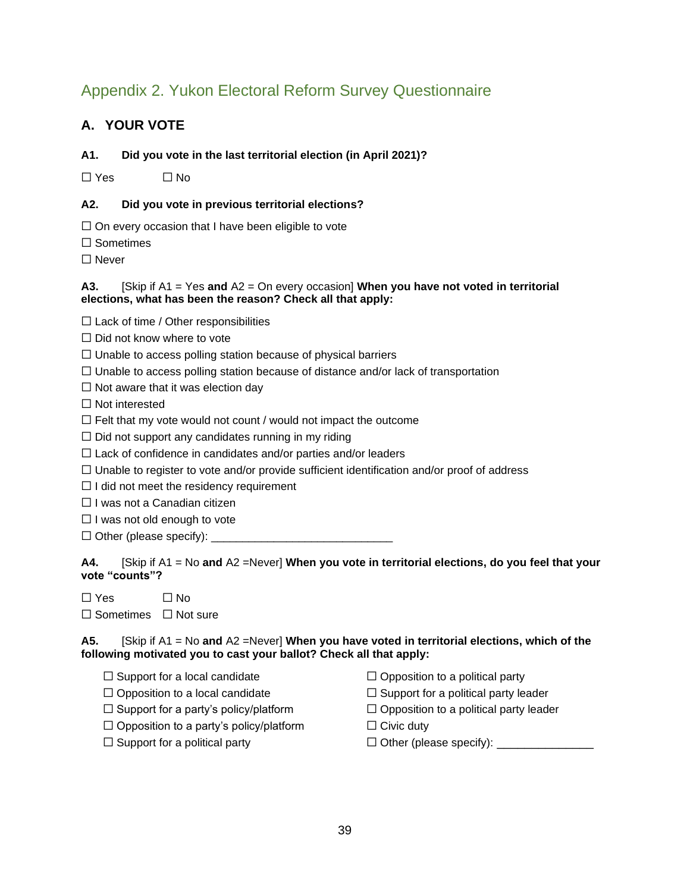# Appendix 2. Yukon Electoral Reform Survey Questionnaire

## A. YOUR VOTE

**A1. Did you vote in the last territorial election (in April 2021)?**

☐ Yes ☐ No

**A2. Did you vote in previous territorial elections?**

☐ On every occasion that I have been eligible to vote
☐ Sometimes
☐ Never

**A3.** [Skip if A1 = Yes **and** A2 = On every occasion] **When you have not voted in territorial elections, what has been the reason? Check all that apply:**

☐ Lack of time / Other responsibilities
☐ Did not know where to vote
☐ Unable to access polling station because of physical barriers
☐ Unable to access polling station because of distance and/or lack of transportation
☐ Not aware that it was election day
☐ Not interested
☐ Felt that my vote would not count / would not impact the outcome
☐ Did not support any candidates running in my riding
☐ Lack of confidence in candidates and/or parties and/or leaders
☐ Unable to register to vote and/or provide sufficient identification and/or proof of address
☐ I did not meet the residency requirement
☐ I was not a Canadian citizen
☐ I was not old enough to vote
☐ Other (please specify): ____________________________

**A4.** [Skip if A1 = No **and** A2 =Never] **When you vote in territorial elections, do you feel that your vote "counts"?**

☐ Yes ☐ No
☐ Sometimes ☐ Not sure

**A5.** [Skip if A1 = No **and** A2 =Never] **When you have voted in territorial elections, which of the following motivated you to cast your ballot? Check all that apply:**

☐ Support for a local candidate
☐ Opposition to a local candidate
☐ Support for a party's policy/platform
☐ Opposition to a party's policy/platform
☐ Support for a political party
☐ Opposition to a political party
☐ Support for a political party leader
☐ Opposition to a political party leader
☐ Civic duty
☐ Other (please specify): _______________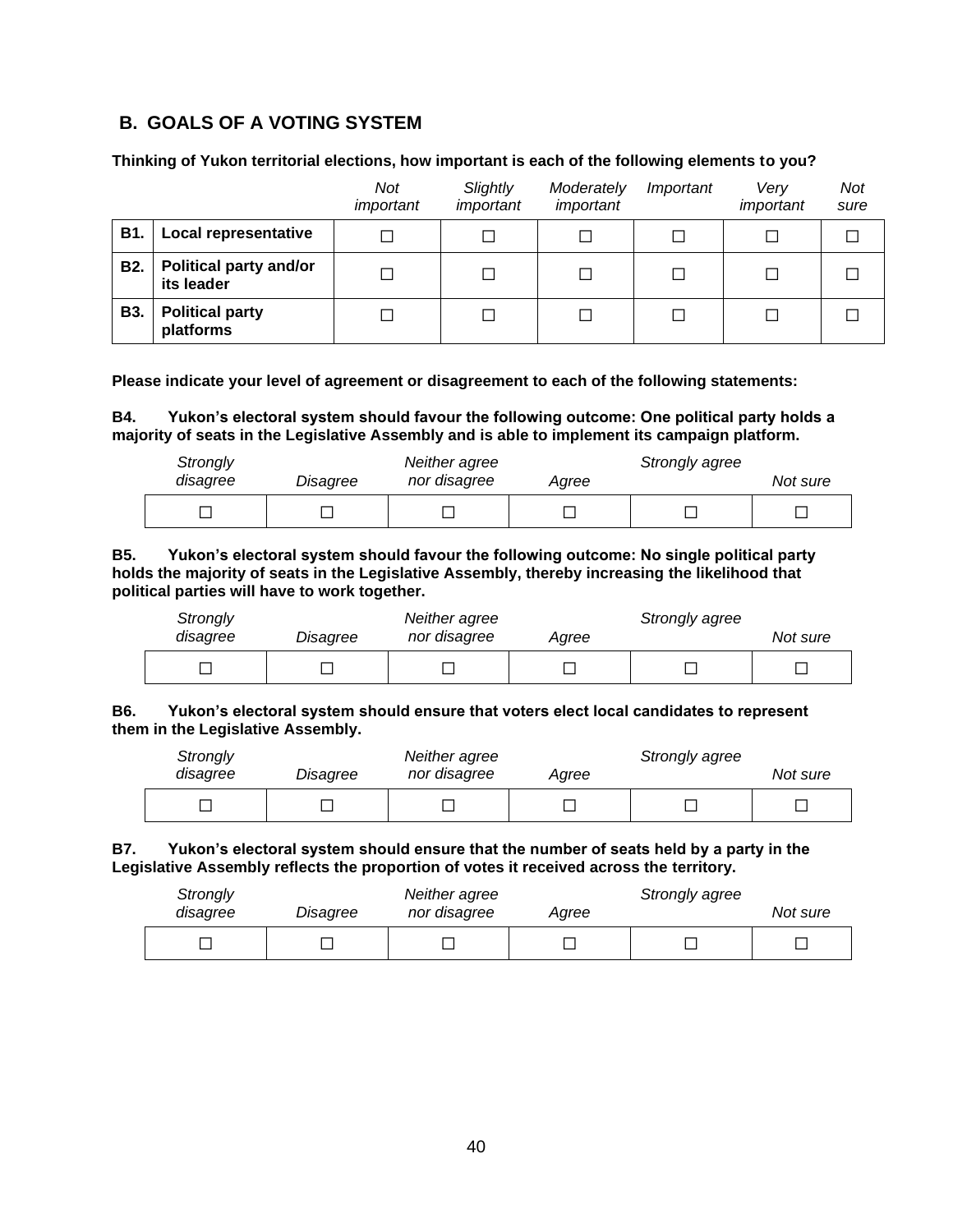## B. GOALS OF A VOTING SYSTEM

**Thinking of Yukon territorial elections, how important is each of the following elements to you?**

| | | *Not important* | *Slightly important* | *Moderately important* | *Important* | *Very important* | *Not sure* |
|---|---|---|---|---|---|---|---|
| **B1.** | **Local representative** | ☐ | ☐ | ☐ | ☐ | ☐ | ☐ |
| **B2.** | **Political party and/or its leader** | ☐ | ☐ | ☐ | ☐ | ☐ | ☐ |
| **B3.** | **Political party platforms** | ☐ | ☐ | ☐ | ☐ | ☐ | ☐ |

**Please indicate your level of agreement or disagreement to each of the following statements:**

**B4. Yukon's electoral system should favour the following outcome: One political party holds a majority of seats in the Legislative Assembly and is able to implement its campaign platform.**

| *Strongly disagree* | *Disagree* | *Neither agree nor disagree* | *Agree* | *Strongly agree* | *Not sure* |
|---|---|---|---|---|---|
| ☐ | ☐ | ☐ | ☐ | ☐ | ☐ |

**B5. Yukon's electoral system should favour the following outcome: No single political party holds the majority of seats in the Legislative Assembly, thereby increasing the likelihood that political parties will have to work together.**

| *Strongly disagree* | *Disagree* | *Neither agree nor disagree* | *Agree* | *Strongly agree* | *Not sure* |
|---|---|---|---|---|---|
| ☐ | ☐ | ☐ | ☐ | ☐ | ☐ |

**B6. Yukon's electoral system should ensure that voters elect local candidates to represent them in the Legislative Assembly.**

| *Strongly disagree* | *Disagree* | *Neither agree nor disagree* | *Agree* | *Strongly agree* | *Not sure* |
|---|---|---|---|---|---|
| ☐ | ☐ | ☐ | ☐ | ☐ | ☐ |

**B7. Yukon's electoral system should ensure that the number of seats held by a party in the Legislative Assembly reflects the proportion of votes it received across the territory.**

| *Strongly disagree* | *Disagree* | *Neither agree nor disagree* | *Agree* | *Strongly agree* | *Not sure* |
|---|---|---|---|---|---|
| ☐ | ☐ | ☐ | ☐ | ☐ | ☐ |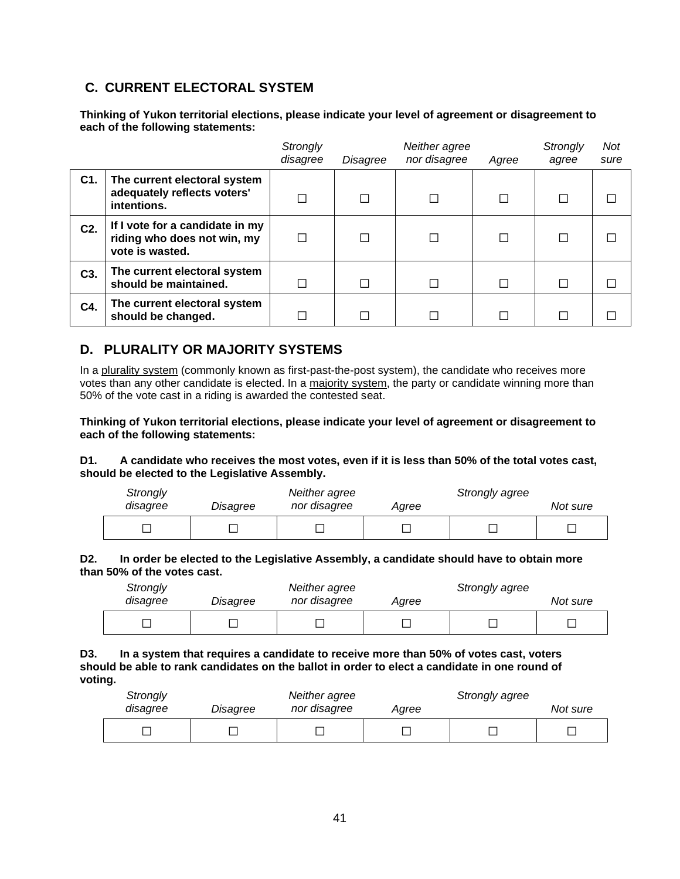## C. CURRENT ELECTORAL SYSTEM

**Thinking of Yukon territorial elections, please indicate your level of agreement or disagreement to each of the following statements:**

| | | *Strongly disagree* | *Disagree* | *Neither agree nor disagree* | *Agree* | *Strongly agree* | *Not sure* |
|---|---|---|---|---|---|---|---|
| **C1.** | **The current electoral system adequately reflects voters' intentions.** | ☐ | ☐ | ☐ | ☐ | ☐ | ☐ |
| **C2.** | **If I vote for a candidate in my riding who does not win, my vote is wasted.** | ☐ | ☐ | ☐ | ☐ | ☐ | ☐ |
| **C3.** | **The current electoral system should be maintained.** | ☐ | ☐ | ☐ | ☐ | ☐ | ☐ |
| **C4.** | **The current electoral system should be changed.** | ☐ | ☐ | ☐ | ☐ | ☐ | ☐ |

## D. PLURALITY OR MAJORITY SYSTEMS

In a plurality system (commonly known as first-past-the-post system), the candidate who receives more votes than any other candidate is elected. In a majority system, the party or candidate winning more than 50% of the vote cast in a riding is awarded the contested seat.

**Thinking of Yukon territorial elections, please indicate your level of agreement or disagreement to each of the following statements:**

**D1. A candidate who receives the most votes, even if it is less than 50% of the total votes cast, should be elected to the Legislative Assembly.**

| *Strongly disagree* | *Disagree* | *Neither agree nor disagree* | *Agree* | *Strongly agree* | *Not sure* |
|---|---|---|---|---|---|
| ☐ | ☐ | ☐ | ☐ | ☐ | ☐ |

**D2. In order be elected to the Legislative Assembly, a candidate should have to obtain more than 50% of the votes cast.**

| *Strongly disagree* | *Disagree* | *Neither agree nor disagree* | *Agree* | *Strongly agree* | *Not sure* |
|---|---|---|---|---|---|
| ☐ | ☐ | ☐ | ☐ | ☐ | ☐ |

**D3. In a system that requires a candidate to receive more than 50% of votes cast, voters should be able to rank candidates on the ballot in order to elect a candidate in one round of voting.**

| *Strongly disagree* | *Disagree* | *Neither agree nor disagree* | *Agree* | *Strongly agree* | *Not sure* |
|---|---|---|---|---|---|
| ☐ | ☐ | ☐ | ☐ | ☐ | ☐ |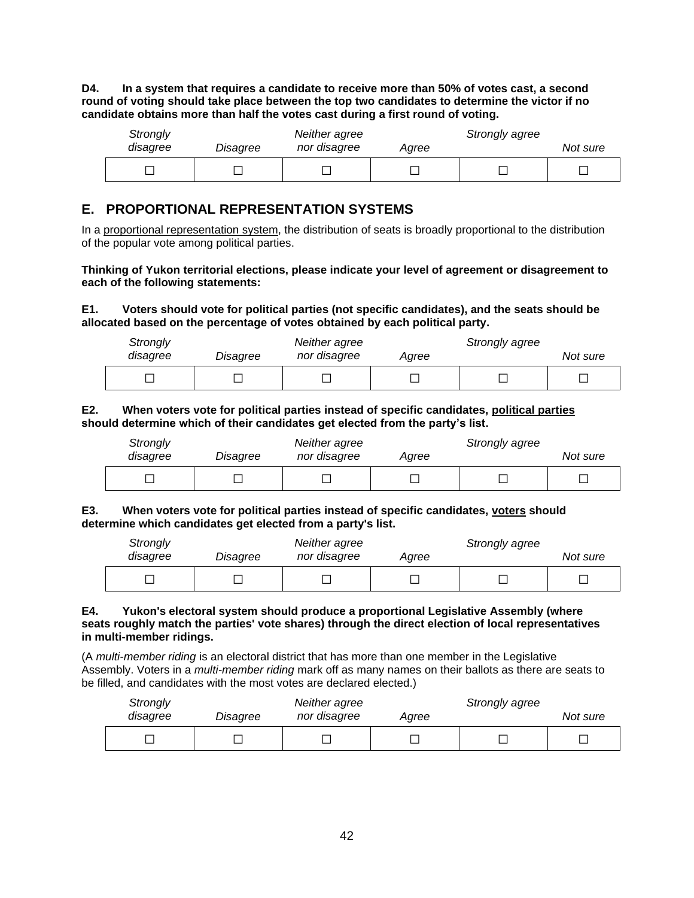**D4. In a system that requires a candidate to receive more than 50% of votes cast, a second round of voting should take place between the top two candidates to determine the victor if no candidate obtains more than half the votes cast during a first round of voting.**

| *Strongly disagree* | *Disagree* | *Neither agree nor disagree* | *Agree* | *Strongly agree* | *Not sure* |
|---|---|---|---|---|---|
| ☐ | ☐ | ☐ | ☐ | ☐ | ☐ |

## E. PROPORTIONAL REPRESENTATION SYSTEMS

In a proportional representation system, the distribution of seats is broadly proportional to the distribution of the popular vote among political parties.

**Thinking of Yukon territorial elections, please indicate your level of agreement or disagreement to each of the following statements:**

**E1. Voters should vote for political parties (not specific candidates), and the seats should be allocated based on the percentage of votes obtained by each political party.**

| *Strongly disagree* | *Disagree* | *Neither agree nor disagree* | *Agree* | *Strongly agree* | *Not sure* |
|---|---|---|---|---|---|
| ☐ | ☐ | ☐ | ☐ | ☐ | ☐ |

**E2. When voters vote for political parties instead of specific candidates, political parties should determine which of their candidates get elected from the party's list.**

| *Strongly disagree* | *Disagree* | *Neither agree nor disagree* | *Agree* | *Strongly agree* | *Not sure* |
|---|---|---|---|---|---|
| ☐ | ☐ | ☐ | ☐ | ☐ | ☐ |

**E3. When voters vote for political parties instead of specific candidates, voters should determine which candidates get elected from a party's list.**

| *Strongly disagree* | *Disagree* | *Neither agree nor disagree* | *Agree* | *Strongly agree* | *Not sure* |
|---|---|---|---|---|---|
| ☐ | ☐ | ☐ | ☐ | ☐ | ☐ |

**E4. Yukon's electoral system should produce a proportional Legislative Assembly (where seats roughly match the parties' vote shares) through the direct election of local representatives in multi-member ridings.**

(A *multi-member riding* is an electoral district that has more than one member in the Legislative Assembly. Voters in a *multi-member riding* mark off as many names on their ballots as there are seats to be filled, and candidates with the most votes are declared elected.)

| *Strongly disagree* | *Disagree* | *Neither agree nor disagree* | *Agree* | *Strongly agree* | *Not sure* |
|---|---|---|---|---|---|
| ☐ | ☐ | ☐ | ☐ | ☐ | ☐ |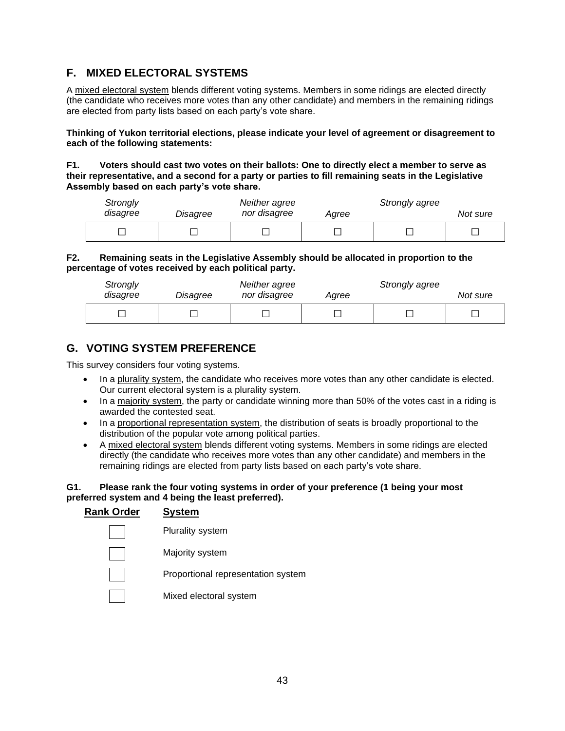## F. MIXED ELECTORAL SYSTEMS

A mixed electoral system blends different voting systems. Members in some ridings are elected directly (the candidate who receives more votes than any other candidate) and members in the remaining ridings are elected from party lists based on each party's vote share.

**Thinking of Yukon territorial elections, please indicate your level of agreement or disagreement to each of the following statements:**

**F1. Voters should cast two votes on their ballots: One to directly elect a member to serve as their representative, and a second for a party or parties to fill remaining seats in the Legislative Assembly based on each party's vote share.**

| *Strongly disagree* | *Disagree* | *Neither agree nor disagree* | *Agree* | *Strongly agree* | *Not sure* |
|---|---|---|---|---|---|
| ☐ | ☐ | ☐ | ☐ | ☐ | ☐ |

**F2. Remaining seats in the Legislative Assembly should be allocated in proportion to the percentage of votes received by each political party.**

| *Strongly disagree* | *Disagree* | *Neither agree nor disagree* | *Agree* | *Strongly agree* | *Not sure* |
|---|---|---|---|---|---|
| ☐ | ☐ | ☐ | ☐ | ☐ | ☐ |

## G. VOTING SYSTEM PREFERENCE

This survey considers four voting systems.

- In a plurality system, the candidate who receives more votes than any other candidate is elected. Our current electoral system is a plurality system.
- In a majority system, the party or candidate winning more than 50% of the votes cast in a riding is awarded the contested seat.
- In a proportional representation system, the distribution of seats is broadly proportional to the distribution of the popular vote among political parties.
- A mixed electoral system blends different voting systems. Members in some ridings are elected directly (the candidate who receives more votes than any other candidate) and members in the remaining ridings are elected from party lists based on each party's vote share.

**G1. Please rank the four voting systems in order of your preference (1 being your most preferred system and 4 being the least preferred).**

| **Rank Order** | **System** |
|---|---|
| ☐ | Plurality system |
| ☐ | Majority system |
| ☐ | Proportional representation system |
| ☐ | Mixed electoral system |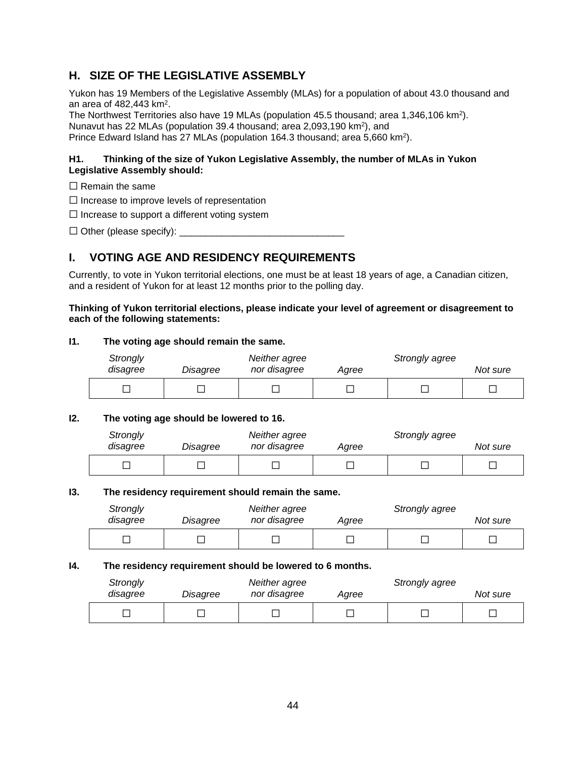## H. SIZE OF THE LEGISLATIVE ASSEMBLY

Yukon has 19 Members of the Legislative Assembly (MLAs) for a population of about 43.0 thousand and an area of 482,443 km$^2$.
The Northwest Territories also have 19 MLAs (population 45.5 thousand; area 1,346,106 km$^2$).
Nunavut has 22 MLAs (population 39.4 thousand; area 2,093,190 km$^2$), and
Prince Edward Island has 27 MLAs (population 164.3 thousand; area 5,660 km$^2$).

**H1. Thinking of the size of Yukon Legislative Assembly, the number of MLAs in Yukon Legislative Assembly should:**

☐ Remain the same

☐ Increase to improve levels of representation

☐ Increase to support a different voting system

☐ Other (please specify): _______________________________

## I. VOTING AGE AND RESIDENCY REQUIREMENTS

Currently, to vote in Yukon territorial elections, one must be at least 18 years of age, a Canadian citizen, and a resident of Yukon for at least 12 months prior to the polling day.

**Thinking of Yukon territorial elections, please indicate your level of agreement or disagreement to each of the following statements:**

**I1. The voting age should remain the same.**

| *Strongly disagree* | *Disagree* | *Neither agree nor disagree* | *Agree* | *Strongly agree* | *Not sure* |
|---|---|---|---|---|---|
| ☐ | ☐ | ☐ | ☐ | ☐ | ☐ |

**I2. The voting age should be lowered to 16.**

| *Strongly disagree* | *Disagree* | *Neither agree nor disagree* | *Agree* | *Strongly agree* | *Not sure* |
|---|---|---|---|---|---|
| ☐ | ☐ | ☐ | ☐ | ☐ | ☐ |

**I3. The residency requirement should remain the same.**

| *Strongly disagree* | *Disagree* | *Neither agree nor disagree* | *Agree* | *Strongly agree* | *Not sure* |
|---|---|---|---|---|---|
| ☐ | ☐ | ☐ | ☐ | ☐ | ☐ |

**I4. The residency requirement should be lowered to 6 months.**

| *Strongly disagree* | *Disagree* | *Neither agree nor disagree* | *Agree* | *Strongly agree* | *Not sure* |
|---|---|---|---|---|---|
| ☐ | ☐ | ☐ | ☐ | ☐ | ☐ |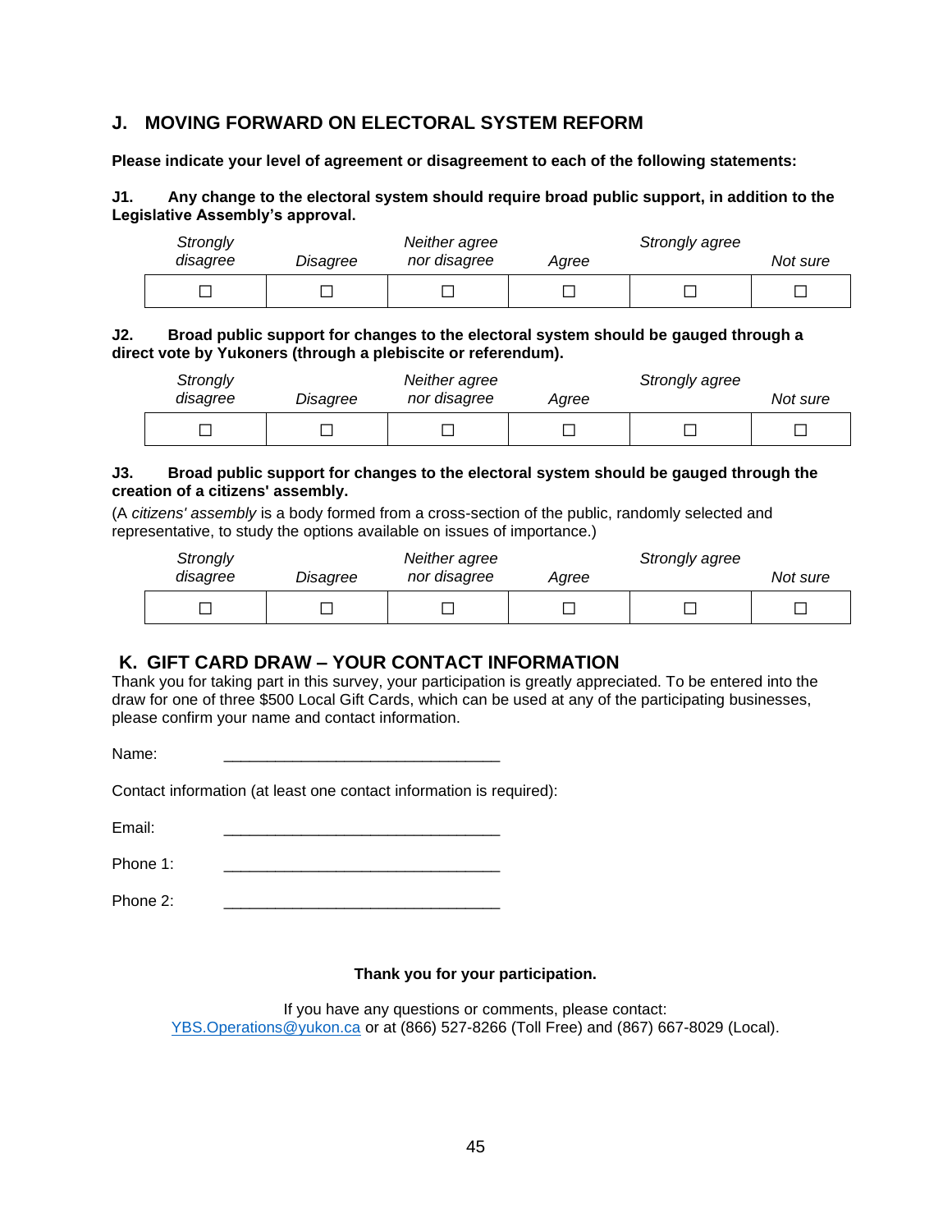## J. MOVING FORWARD ON ELECTORAL SYSTEM REFORM

**Please indicate your level of agreement or disagreement to each of the following statements:**

**J1. Any change to the electoral system should require broad public support, in addition to the Legislative Assembly's approval.**

| *Strongly disagree* | *Disagree* | *Neither agree nor disagree* | *Agree* | *Strongly agree* | *Not sure* |
|---|---|---|---|---|---|
| ☐ | ☐ | ☐ | ☐ | ☐ | ☐ |

**J2. Broad public support for changes to the electoral system should be gauged through a direct vote by Yukoners (through a plebiscite or referendum).**

| *Strongly disagree* | *Disagree* | *Neither agree nor disagree* | *Agree* | *Strongly agree* | *Not sure* |
|---|---|---|---|---|---|
| ☐ | ☐ | ☐ | ☐ | ☐ | ☐ |

**J3. Broad public support for changes to the electoral system should be gauged through the creation of a citizens' assembly.**

(A *citizens' assembly* is a body formed from a cross-section of the public, randomly selected and representative, to study the options available on issues of importance.)

| *Strongly disagree* | *Disagree* | *Neither agree nor disagree* | *Agree* | *Strongly agree* | *Not sure* |
|---|---|---|---|---|---|
| ☐ | ☐ | ☐ | ☐ | ☐ | ☐ |

## K. GIFT CARD DRAW – YOUR CONTACT INFORMATION

Thank you for taking part in this survey, your participation is greatly appreciated. To be entered into the draw for one of three $500 Local Gift Cards, which can be used at any of the participating businesses, please confirm your name and contact information.

Name: ________________________________

Contact information (at least one contact information is required):

Email: ________________________________

Phone 1: ________________________________

Phone 2: ________________________________

**Thank you for your participation.**

If you have any questions or comments, please contact:
YBS.Operations@yukon.ca or at (866) 527-8266 (Toll Free) and (867) 667-8029 (Local).